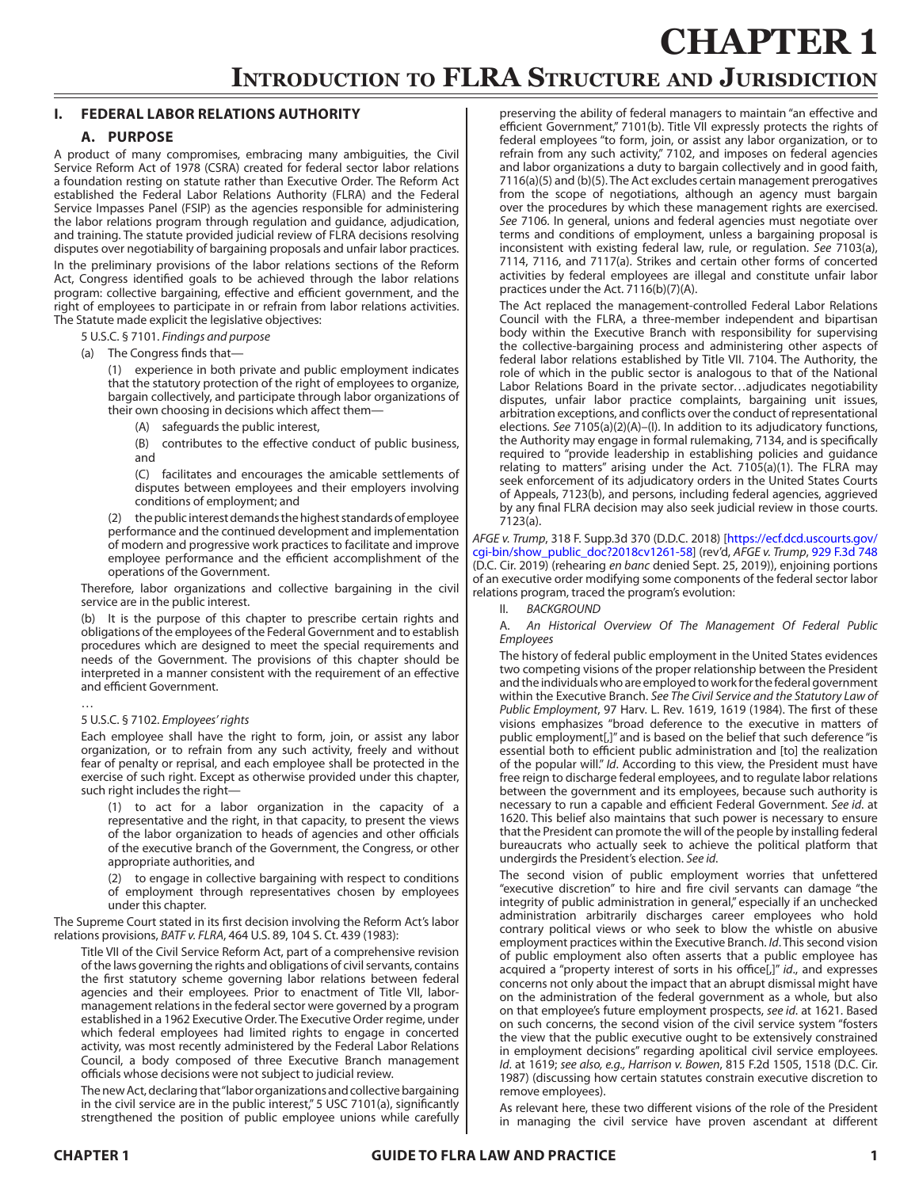# CHAPTER 1

## Introduction to FLRA Structure and Jurisdiction

### I. FEDERAL LABOR RELATIONS AUTHORITY

#### A. PURPOSE

A product of many compromises, embracing many ambiguities, the Civil Service Reform Act of 1978 (CSRA) created for federal sector labor relations a foundation resting on statute rather than Executive Order. The Reform Act established the Federal Labor Relations Authority (FLRA) and the Federal Service Impasses Panel (FSIP) as the agencies responsible for administering the labor relations program through regulation and guidance, adjudication, and training. The statute provided judicial review of FLRA decisions resolving disputes over negotiability of bargaining proposals and unfair labor practices.

In the preliminary provisions of the labor relations sections of the Reform Act, Congress identified goals to be achieved through the labor relations program: collective bargaining, effective and efficient government, and the right of employees to participate in or refrain from labor relations activities. The Statute made explicit the legislative objectives:

> 5 U.S.C. § 7101. *Findings and purpose*
>
> (a) The Congress finds that—
>
> (1) experience in both private and public employment indicates that the statutory protection of the right of employees to organize, bargain collectively, and participate through labor organizations of their own choosing in decisions which affect them—
>
> (A) safeguards the public interest,
>
> (B) contributes to the effective conduct of public business, and
>
> (C) facilitates and encourages the amicable settlements of disputes between employees and their employers involving conditions of employment; and
>
> (2) the public interest demands the highest standards of employee performance and the continued development and implementation of modern and progressive work practices to facilitate and improve employee performance and the efficient accomplishment of the operations of the Government.
>
> Therefore, labor organizations and collective bargaining in the civil service are in the public interest.
>
> (b) It is the purpose of this chapter to prescribe certain rights and obligations of the employees of the Federal Government and to establish procedures which are designed to meet the special requirements and needs of the Government. The provisions of this chapter should be interpreted in a manner consistent with the requirement of an effective and efficient Government.
>
> …
>
> 5 U.S.C. § 7102. *Employees' rights*
>
> Each employee shall have the right to form, join, or assist any labor organization, or to refrain from any such activity, freely and without fear of penalty or reprisal, and each employee shall be protected in the exercise of such right. Except as otherwise provided under this chapter, such right includes the right—
>
> (1) to act for a labor organization in the capacity of a representative and the right, in that capacity, to present the views of the labor organization to heads of agencies and other officials of the executive branch of the Government, the Congress, or other appropriate authorities, and
>
> (2) to engage in collective bargaining with respect to conditions of employment through representatives chosen by employees under this chapter.

The Supreme Court stated in its first decision involving the Reform Act's labor relations provisions, *BATF v. FLRA*, 464 U.S. 89, 104 S. Ct. 439 (1983):

> Title VII of the Civil Service Reform Act, part of a comprehensive revision of the laws governing the rights and obligations of civil servants, contains the first statutory scheme governing labor relations between federal agencies and their employees. Prior to enactment of Title VII, labor-management relations in the federal sector were governed by a program established in a 1962 Executive Order. The Executive Order regime, under which federal employees had limited rights to engage in concerted activity, was most recently administered by the Federal Labor Relations Council, a body composed of three Executive Branch management officials whose decisions were not subject to judicial review.
>
> The new Act, declaring that "labor organizations and collective bargaining in the civil service are in the public interest," 5 USC 7101(a), significantly strengthened the position of public employee unions while carefully preserving the ability of federal managers to maintain "an effective and efficient Government," 7101(b). Title VII expressly protects the rights of federal employees "to form, join, or assist any labor organization, or to refrain from any such activity," 7102, and imposes on federal agencies and labor organizations a duty to bargain collectively and in good faith, 7116(a)(5) and (b)(5). The Act excludes certain management prerogatives from the scope of negotiations, although an agency must bargain over the procedures by which these management rights are exercised. *See* 7106. In general, unions and federal agencies must negotiate over terms and conditions of employment, unless a bargaining proposal is inconsistent with existing federal law, rule, or regulation. *See* 7103(a), 7114, 7116, and 7117(a). Strikes and certain other forms of concerted activities by federal employees are illegal and constitute unfair labor practices under the Act. 7116(b)(7)(A).
>
> The Act replaced the management-controlled Federal Labor Relations Council with the FLRA, a three-member independent and bipartisan body within the Executive Branch with responsibility for supervising the collective-bargaining process and administering other aspects of federal labor relations established by Title VII. 7104. The Authority, the role of which in the public sector is analogous to that of the National Labor Relations Board in the private sector…adjudicates negotiability disputes, unfair labor practice complaints, bargaining unit issues, arbitration exceptions, and conflicts over the conduct of representational elections. *See* 7105(a)(2)(A)–(I). In addition to its adjudicatory functions, the Authority may engage in formal rulemaking, 7134, and is specifically required to "provide leadership in establishing policies and guidance relating to matters" arising under the Act. 7105(a)(1). The FLRA may seek enforcement of its adjudicatory orders in the United States Courts of Appeals, 7123(b), and persons, including federal agencies, aggrieved by any final FLRA decision may also seek judicial review in those courts. 7123(a).

*AFGE v. Trump*, 318 F. Supp.3d 370 (D.D.C. 2018) [https://ecf.dcd.uscourts.gov/cgi-bin/show_public_doc?2018cv1261-58] (rev'd, *AFGE v. Trump*, 929 F.3d 748 (D.C. Cir. 2019) (rehearing *en banc* denied Sept. 25, 2019)), enjoining portions of an executive order modifying some components of the federal sector labor relations program, traced the program's evolution:

> II. *BACKGROUND*
>
> A. *An Historical Overview Of The Management Of Federal Public Employees*
>
> The history of federal public employment in the United States evidences two competing visions of the proper relationship between the President and the individuals who are employed to work for the federal government within the Executive Branch. *See The Civil Service and the Statutory Law of Public Employment*, 97 Harv. L. Rev. 1619, 1619 (1984). The first of these visions emphasizes "broad deference to the executive in matters of public employment[,]" and is based on the belief that such deference "is essential both to efficient public administration and [to] the realization of the popular will." *Id*. According to this view, the President must have free reign to discharge federal employees, and to regulate labor relations between the government and its employees, because such authority is necessary to run a capable and efficient Federal Government. *See id*. at 1620. This belief also maintains that such power is necessary to ensure that the President can promote the will of the people by installing federal bureaucrats who actually seek to achieve the political platform that undergirds the President's election. *See id*.
>
> The second vision of public employment worries that unfettered "executive discretion" to hire and fire civil servants can damage "the integrity of public administration in general," especially if an unchecked administration arbitrarily discharges career employees who hold contrary political views or who seek to blow the whistle on abusive employment practices within the Executive Branch. *Id*. This second vision of public employment also often asserts that a public employee has acquired a "property interest of sorts in his office[,]" *id*., and expresses concerns not only about the impact that an abrupt dismissal might have on the administration of the federal government as a whole, but also on that employee's future employment prospects, *see id*. at 1621. Based on such concerns, the second vision of the civil service system "fosters the view that the public executive ought to be extensively constrained in employment decisions" regarding apolitical civil service employees. *Id*. at 1619; *see also, e.g., Harrison v. Bowen*, 815 F.2d 1505, 1518 (D.C. Cir. 1987) (discussing how certain statutes constrain executive discretion to remove employees).
>
> As relevant here, these two different visions of the role of the President in managing the civil service have proven ascendant at different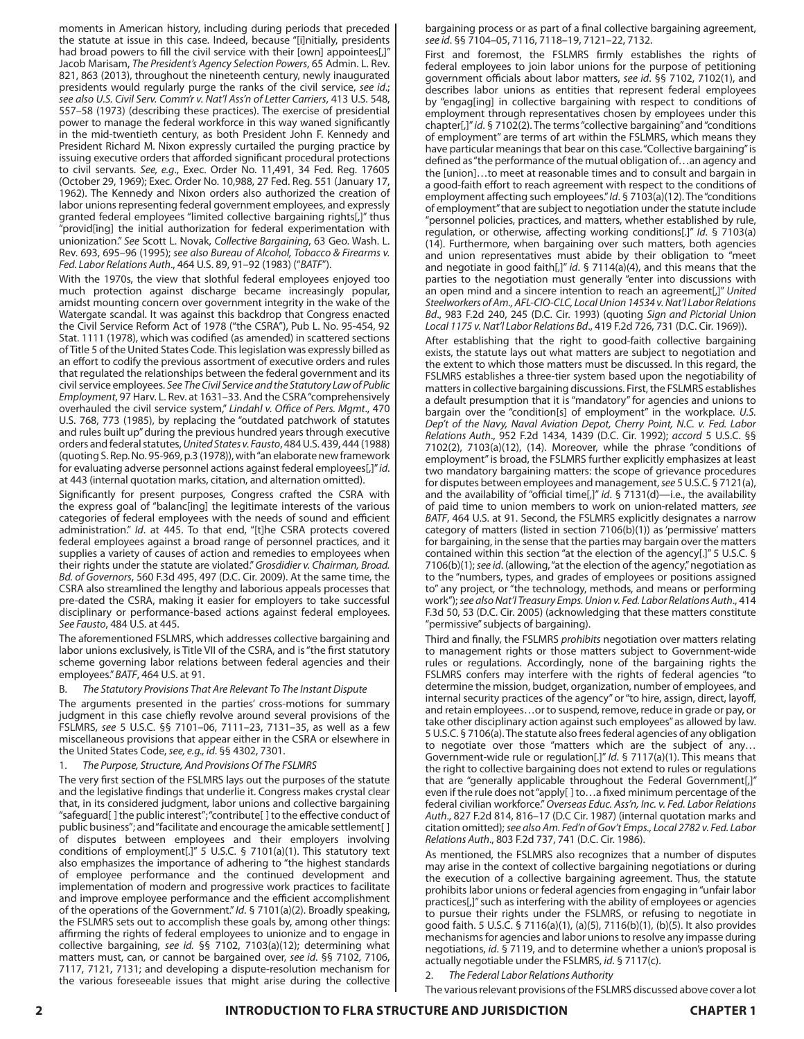moments in American history, including during periods that preceded the statute at issue in this case. Indeed, because "[i]nitially, presidents had broad powers to fill the civil service with their [own] appointees[,]" Jacob Marisam, *The President's Agency Selection Powers*, 65 Admin. L. Rev. 821, 863 (2013), throughout the nineteenth century, newly inaugurated presidents would regularly purge the ranks of the civil service, *see id.*; *see also U.S. Civil Serv. Comm'r v. Nat'l Ass'n of Letter Carriers*, 413 U.S. 548, 557–58 (1973) (describing these practices). The exercise of presidential power to manage the federal workforce in this way waned significantly in the mid-twentieth century, as both President John F. Kennedy and President Richard M. Nixon expressly curtailed the purging practice by issuing executive orders that afforded significant procedural protections to civil servants. *See, e.g.*, Exec. Order No. 11,491, 34 Fed. Reg. 17605 (October 29, 1969); Exec. Order No. 10,988, 27 Fed. Reg. 551 (January 17, 1962). The Kennedy and Nixon orders also authorized the creation of labor unions representing federal government employees, and expressly granted federal employees "limited collective bargaining rights[,]" thus "provid[ing] the initial authorization for federal experimentation with unionization." *See* Scott L. Novak, *Collective Bargaining*, 63 Geo. Wash. L. Rev. 693, 695–96 (1995); *see also Bureau of Alcohol, Tobacco & Firearms v. Fed. Labor Relations Auth*., 464 U.S. 89, 91–92 (1983) ("*BATF*").

With the 1970s, the view that slothful federal employees enjoyed too much protection against discharge became increasingly popular, amidst mounting concern over government integrity in the wake of the Watergate scandal. It was against this backdrop that Congress enacted the Civil Service Reform Act of 1978 ("the CSRA"), Pub L. No. 95-454, 92 Stat. 1111 (1978), which was codified (as amended) in scattered sections of Title 5 of the United States Code. This legislation was expressly billed as an effort to codify the previous assortment of executive orders and rules that regulated the relationships between the federal government and its civil service employees. *See The Civil Service and the Statutory Law of Public Employment*, 97 Harv. L. Rev. at 1631–33. And the CSRA "comprehensively overhauled the civil service system," *Lindahl v. Office of Pers. Mgmt*., 470 U.S. 768, 773 (1985), by replacing the "outdated patchwork of statutes and rules built up" during the previous hundred years through executive orders and federal statutes, *United States v. Fausto*, 484 U.S. 439, 444 (1988) (quoting S. Rep. No. 95-969, p.3 (1978)), with "an elaborate new framework for evaluating adverse personnel actions against federal employees[,]" *id*. at 443 (internal quotation marks, citation, and alternation omitted).

Significantly for present purposes, Congress crafted the CSRA with the express goal of "balanc[ing] the legitimate interests of the various categories of federal employees with the needs of sound and efficient administration." *Id*. at 445. To that end, "[t]he CSRA protects covered federal employees against a broad range of personnel practices, and it supplies a variety of causes of action and remedies to employees when their rights under the statute are violated." *Grosdidier v. Chairman, Broad. Bd. of Governors*, 560 F.3d 495, 497 (D.C. Cir. 2009). At the same time, the CSRA also streamlined the lengthy and laborious appeals processes that pre-dated the CSRA, making it easier for employers to take successful disciplinary or performance-based actions against federal employees. *See Fausto*, 484 U.S. at 445.

The aforementioned FSLMRS, which addresses collective bargaining and labor unions exclusively, is Title VII of the CSRA, and is "the first statutory scheme governing labor relations between federal agencies and their employees." *BATF*, 464 U.S. at 91.

B. *The Statutory Provisions That Are Relevant To The Instant Dispute*

The arguments presented in the parties' cross-motions for summary judgment in this case chiefly revolve around several provisions of the FSLMRS, *see* 5 U.S.C. §§ 7101–06, 7111–23, 7131–35, as well as a few miscellaneous provisions that appear either in the CSRA or elsewhere in the United States Code, *see, e.g., id*. §§ 4302, 7301.

1. *The Purpose, Structure, And Provisions Of The FSLMRS*

The very first section of the FSLMRS lays out the purposes of the statute and the legislative findings that underlie it. Congress makes crystal clear that, in its considered judgment, labor unions and collective bargaining "safeguard[ ] the public interest"; "contribute[ ] to the effective conduct of public business"; and "facilitate and encourage the amicable settlement[ ] of disputes between employees and their employers involving conditions of employment[.]" 5 U.S.C. § 7101(a)(1). This statutory text also emphasizes the importance of adhering to "the highest standards of employee performance and the continued development and implementation of modern and progressive work practices to facilitate and improve employee performance and the efficient accomplishment of the operations of the Government." *Id*. § 7101(a)(2). Broadly speaking, the FSLMRS sets out to accomplish these goals by, among other things: affirming the rights of federal employees to unionize and to engage in collective bargaining, *see id.* §§ 7102, 7103(a)(12); determining what matters must, can, or cannot be bargained over, *see id*. §§ 7102, 7106, 7117, 7121, 7131; and developing a dispute-resolution mechanism for the various foreseeable issues that might arise during the collective bargaining process or as part of a final collective bargaining agreement, *see id*. §§ 7104–05, 7116, 7118–19, 7121–22, 7132.

First and foremost, the FSLMRS firmly establishes the rights of federal employees to join labor unions for the purpose of petitioning government officials about labor matters, *see id*. §§ 7102, 7102(1), and describes labor unions as entities that represent federal employees by "engag[ing] in collective bargaining with respect to conditions of employment through representatives chosen by employees under this chapter[,]" *id*. § 7102(2). The terms "collective bargaining" and "conditions of employment" are terms of art within the FSLMRS, which means they have particular meanings that bear on this case. "Collective bargaining" is defined as "the performance of the mutual obligation of…an agency and the [union]…to meet at reasonable times and to consult and bargain in a good-faith effort to reach agreement with respect to the conditions of employment affecting such employees." *Id*. § 7103(a)(12). The "conditions of employment" that are subject to negotiation under the statute include "personnel policies, practices, and matters, whether established by rule, regulation, or otherwise, affecting working conditions[.]" *Id*. § 7103(a)(14). Furthermore, when bargaining over such matters, both agencies and union representatives must abide by their obligation to "meet and negotiate in good faith[,]" *id*. § 7114(a)(4), and this means that the parties to the negotiation must generally "enter into discussions with an open mind and a sincere intention to reach an agreement[,]" *United Steelworkers of Am., AFL-CIO-CLC, Local Union 14534 v. Nat'l Labor Relations Bd*., 983 F.2d 240, 245 (D.C. Cir. 1993) (quoting *Sign and Pictorial Union Local 1175 v. Nat'l Labor Relations Bd*., 419 F.2d 726, 731 (D.C. Cir. 1969)).

After establishing that the right to good-faith collective bargaining exists, the statute lays out what matters are subject to negotiation and the extent to which those matters must be discussed. In this regard, the FSLMRS establishes a three-tier system based upon the negotiability of matters in collective bargaining discussions. First, the FSLMRS establishes a default presumption that it is "mandatory" for agencies and unions to bargain over the "condition[s] of employment" in the workplace. *U.S. Dep't of the Navy, Naval Aviation Depot, Cherry Point, N.C. v. Fed. Labor Relations Auth*., 952 F.2d 1434, 1439 (D.C. Cir. 1992); *accord* 5 U.S.C. §§ 7102(2), 7103(a)(12), (14). Moreover, while the phrase "conditions of employment" is broad, the FSLMRS further explicitly emphasizes at least two mandatory bargaining matters: the scope of grievance procedures for disputes between employees and management, *see* 5 U.S.C. § 7121(a), and the availability of "official time[,]" *id*. § 7131(d)—i.e., the availability of paid time to union members to work on union-related matters, *see BATF*, 464 U.S. at 91. Second, the FSLMRS explicitly designates a narrow category of matters (listed in section 7106(b)(1)) as 'permissive' matters for bargaining, in the sense that the parties may bargain over the matters contained within this section "at the election of the agency[.]" 5 U.S.C. § 7106(b)(1); *see id*. (allowing, "at the election of the agency," negotiation as to the "numbers, types, and grades of employees or positions assigned to" any project, or "the technology, methods, and means or performing work"); *see also Nat'l Treasury Emps. Union v. Fed. Labor Relations Auth*., 414 F.3d 50, 53 (D.C. Cir. 2005) (acknowledging that these matters constitute "permissive" subjects of bargaining).

Third and finally, the FSLMRS *prohibits* negotiation over matters relating to management rights or those matters subject to Government-wide rules or regulations. Accordingly, none of the bargaining rights the FSLMRS confers may interfere with the rights of federal agencies "to determine the mission, budget, organization, number of employees, and internal security practices of the agency" or "to hire, assign, direct, layoff, and retain employees…or to suspend, remove, reduce in grade or pay, or take other disciplinary action against such employees" as allowed by law. 5 U.S.C. § 7106(a). The statute also frees federal agencies of any obligation to negotiate over those "matters which are the subject of any… Government-wide rule or regulation[.]" *Id*. § 7117(a)(1). This means that the right to collective bargaining does not extend to rules or regulations that are "generally applicable throughout the Federal Government[,]" even if the rule does not "apply[ ] to…a fixed minimum percentage of the federal civilian workforce." *Overseas Educ. Ass'n, Inc. v. Fed. Labor Relations Auth*., 827 F.2d 814, 816–17 (D.C Cir. 1987) (internal quotation marks and citation omitted); *see also Am. Fed'n of Gov't Emps., Local 2782 v. Fed. Labor Relations Auth*., 803 F.2d 737, 741 (D.C. Cir. 1986).

As mentioned, the FSLMRS also recognizes that a number of disputes may arise in the context of collective bargaining negotiations or during the execution of a collective bargaining agreement. Thus, the statute prohibits labor unions or federal agencies from engaging in "unfair labor practices[,]" such as interfering with the ability of employees or agencies to pursue their rights under the FSLMRS, or refusing to negotiate in good faith. 5 U.S.C. § 7116(a)(1), (a)(5), 7116(b)(1), (b)(5). It also provides mechanisms for agencies and labor unions to resolve any impasse during negotiations, *id*. § 7119, and to determine whether a union's proposal is actually negotiable under the FSLMRS, *id*. § 7117(c).

2. *The Federal Labor Relations Authority*

The various relevant provisions of the FSLMRS discussed above cover a lot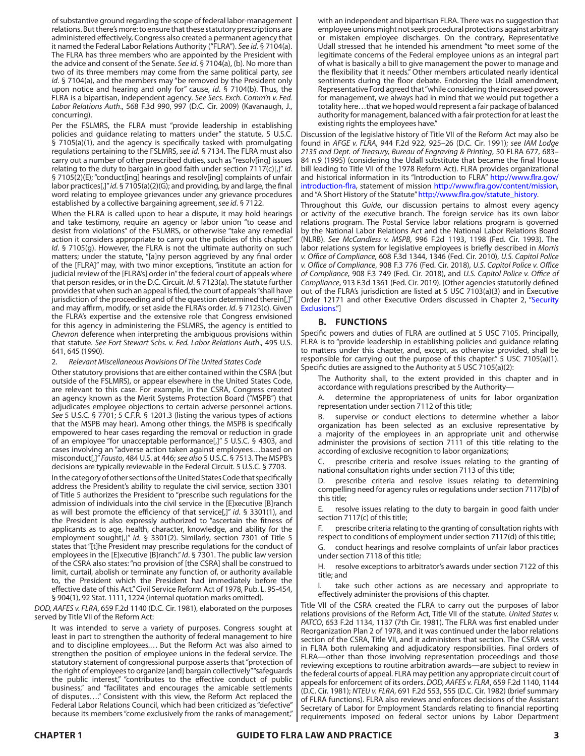of substantive ground regarding the scope of federal labor-management relations. But there's more: to ensure that these statutory prescriptions are administered effectively, Congress also created a permanent agency that it named the Federal Labor Relations Authority ("FLRA"). *See id*. § 7104(a). The FLRA has three members who are appointed by the President with the advice and consent of the Senate. *See id*. § 7104(a), (b). No more than two of its three members may come from the same political party, *see id*. § 7104(a), and the members may "be removed by the President only upon notice and hearing and only for" cause, *id*. § 7104(b). Thus, the FLRA is a bipartisan, independent agency. *See Secs. Exch. Comm'n v. Fed. Labor Relations Auth*., 568 F.3d 990, 997 (D.C. Cir. 2009) (Kavanaugh, J., concurring).

Per the FSLMRS, the FLRA must "provide leadership in establishing policies and guidance relating to matters under" the statute, 5 U.S.C. § 7105(a)(1), and the agency is specifically tasked with promulgating regulations pertaining to the FSLMRS, *see id*. § 7134. The FLRA must also carry out a number of other prescribed duties, such as "resolv[ing] issues relating to the duty to bargain in good faith under section 7117(c)[,]" *id*. § 7105(2)(E); "conduct[ing] hearings and resolv[ing] complaints of unfair labor practices[,]" *id*. § 7105(a)(2)(G); and providing, by and large, the final word relating to employee grievances under any grievance procedures established by a collective bargaining agreement, *see id*. § 7122.

When the FLRA is called upon to hear a dispute, it may hold hearings and take testimony, require an agency or labor union "to cease and desist from violations" of the FSLMRS, or otherwise "take any remedial action it considers appropriate to carry out the policies of this chapter." *Id*. § 7105(g). However, the FLRA is not the ultimate authority on such matters; under the statute, "[a]ny person aggrieved by any final order of the [FLRA]" may, with two minor exceptions, "institute an action for judicial review of the [FLRA's] order in" the federal court of appeals where that person resides, or in the D.C. Circuit. *Id*. § 7123(a). The statute further provides that when such an appeal is filed, the court of appeals "shall have jurisdiction of the proceeding and of the question determined therein[,]" and may affirm, modify, or set aside the FLRA's order. *Id*. § 7123(c). Given the FLRA's expertise and the extensive role that Congress envisioned for this agency in administering the FSLMRS, the agency is entitled to *Chevron* deference when interpreting the ambiguous provisions within that statute. *See Fort Stewart Schs. v. Fed. Labor Relations Auth*., 495 U.S. 641, 645 (1990).

2. *Relevant Miscellaneous Provisions Of The United States Code*

Other statutory provisions that are either contained within the CSRA (but outside of the FSLMRS), or appear elsewhere in the United States Code, are relevant to this case. For example, in the CSRA, Congress created an agency known as the Merit Systems Protection Board ("MSPB") that adjudicates employee objections to certain adverse personnel actions. *See* 5 U.S.C. § 7701; 5 C.F.R. § 1201.3 (listing the various types of actions that the MSPB may hear). Among other things, the MSPB is specifically empowered to hear cases regarding the removal or reduction in grade of an employee "for unacceptable performance[,]" 5 U.S.C. § 4303, and cases involving an "adverse action taken against employees…based on misconduct[,]" *Fausto*, 484 U.S. at 446; *see also* 5 U.S.C. § 7513. The MSPB's decisions are typically reviewable in the Federal Circuit. 5 U.S.C. § 7703.

In the category of other sections of the United States Code that specifically address the President's ability to regulate the civil service, section 3301 of Title 5 authorizes the President to "prescribe such regulations for the admission of individuals into the civil service in the [E]xecutive [B]ranch as will best promote the efficiency of that service[,]" *id*. § 3301(1), and the President is also expressly authorized to "ascertain the fitness of applicants as to age, health, character, knowledge, and ability for the employment sought[,]" *id*. § 3301(2). Similarly, section 7301 of Title 5 states that "[t]he President may prescribe regulations for the conduct of employees in the [E]xecutive [B]ranch." *Id*. § 7301. The public law version of the CSRA also states: "no provision of [the CSRA] shall be construed to limit, curtail, abolish or terminate any function of, or authority available to, the President which the President had immediately before the effective date of this Act." Civil Service Reform Act of 1978, Pub. L. 95-454, § 904(1), 92 Stat. 1111, 1224 (internal quotation marks omitted).

*DOD, AAFES v. FLRA*, 659 F.2d 1140 (D.C. Cir. 1981), elaborated on the purposes served by Title VII of the Reform Act:

> It was intended to serve a variety of purposes. Congress sought at least in part to strengthen the authority of federal management to hire and to discipline employees.… But the Reform Act was also aimed to strengthen the position of employee unions in the federal service. The statutory statement of congressional purpose asserts that "protection of the right of employees to organize [and] bargain collectively" "safeguards the public interest," "contributes to the effective conduct of public business," and "facilitates and encourages the amicable settlements of disputes…." Consistent with this view, the Reform Act replaced the Federal Labor Relations Council, which had been criticized as "defective" because its members "come exclusively from the ranks of management," with an independent and bipartisan FLRA. There was no suggestion that employee unions might not seek procedural protections against arbitrary or mistaken employee discharges. On the contrary, Representative Udall stressed that he intended his amendment "to meet some of the legitimate concerns of the Federal employee unions as an integral part of what is basically a bill to give management the power to manage and the flexibility that it needs." Other members articulated nearly identical sentiments during the floor debate. Endorsing the Udall amendment, Representative Ford agreed that "while considering the increased powers for management, we always had in mind that we would put together a totality here…that we hoped would represent a fair package of balanced authority for management, balanced with a fair protection for at least the existing rights the employees have."

Discussion of the legislative history of Title VII of the Reform Act may also be found in *AFGE v. FLRA*, 944 F.2d 922, 925–26 (D.C. Cir. 1991); *see IAM Lodge 2135 and Dept. of Treasury, Bureau of Engraving & Printing*, 50 FLRA 677, 683–84 n.9 (1995) (considering the Udall substitute that became the final House bill leading to Title VII of the 1978 Reform Act). FLRA provides organizational and historical information in its "Introduction to FLRA" http://www.flra.gov/introduction-flra, statement of mission http://www.flra.gov/content/mission, and "A Short History of the Statute" http://www.flra.gov/statute_history.

Throughout this *Guide*, our discussion pertains to almost every agency or activity of the executive branch. The foreign service has its own labor relations program. The Postal Service labor relations program is governed by the National Labor Relations Act and the National Labor Relations Board (NLRB). *See McCandless v. MSPB*, 996 F.2d 1193, 1198 (Fed. Cir. 1993). The labor relations system for legislative employees is briefly described in *Morris v. Office of Compliance*, 608 F.3d 1344, 1346 (Fed. Cir. 2010), *U.S. Capitol Police v. Office of Compliance*, 908 F.3 776 (Fed. Cir. 2018), *U.S. Capitol Police v. Office of Compliance*, 908 F.3 749 (Fed. Cir. 2018), and *U.S. Capitol Police v. Office of Compliance*, 913 F.3d 1361 (Fed. Cir. 2019). [Other agencies statutorily defined out of the FLRA's jurisdiction are listed at 5 USC 7103(a)(3) and in Executive Order 12171 and other Executive Orders discussed in Chapter 2, "Security Exclusions."]

### B. FUNCTIONS

Specific powers and duties of FLRA are outlined at 5 USC 7105. Principally, FLRA is to "provide leadership in establishing policies and guidance relating to matters under this chapter, and, except, as otherwise provided, shall be responsible for carrying out the purpose of this chapter." 5 USC 7105(a)(1). Specific duties are assigned to the Authority at 5 USC 7105(a)(2):

> The Authority shall, to the extent provided in this chapter and in accordance with regulations prescribed by the Authority—
>
> A. determine the appropriateness of units for labor organization representation under section 7112 of this title;
>
> B. supervise or conduct elections to determine whether a labor organization has been selected as an exclusive representative by a majority of the employees in an appropriate unit and otherwise administer the provisions of section 7111 of this title relating to the according of exclusive recognition to labor organizations;
>
> C. prescribe criteria and resolve issues relating to the granting of national consultation rights under section 7113 of this title;
>
> D. prescribe criteria and resolve issues relating to determining compelling need for agency rules or regulations under section 7117(b) of this title;
>
> E. resolve issues relating to the duty to bargain in good faith under section 7117(c) of this title;
>
> F. prescribe criteria relating to the granting of consultation rights with respect to conditions of employment under section 7117(d) of this title;
>
> G. conduct hearings and resolve complaints of unfair labor practices under section 7118 of this title;
>
> H. resolve exceptions to arbitrator's awards under section 7122 of this title; and
>
> I. take such other actions as are necessary and appropriate to effectively administer the provisions of this chapter.

Title VII of the CSRA created the FLRA to carry out the purposes of labor relations provisions of the Reform Act, Title VII of the statute. *United States v. PATCO*, 653 F.2d 1134, 1137 (7th Cir. 1981). The FLRA was first enabled under Reorganization Plan 2 of 1978, and it was continued under the labor relations section of the CSRA, Title VII, and it administers that section. The CSRA vests in FLRA both rulemaking and adjudicatory responsibilities. Final orders of FLRA—other than those involving representation proceedings and those reviewing exceptions to routine arbitration awards—are subject to review in the federal courts of appeal. FLRA may petition any appropriate circuit court of appeals for enforcement of its orders. *DOD, AAFES v. FLRA*, 659 F.2d 1140, 1144 (D.C. Cir. 1981); *NTEU v. FLRA*, 691 F.2d 553, 555 (D.C. Cir. 1982) (brief summary of FLRA functions). FLRA also reviews and enforces decisions of the Assistant Secretary of Labor for Employment Standards relating to financial reporting requirements imposed on federal sector unions by Labor Department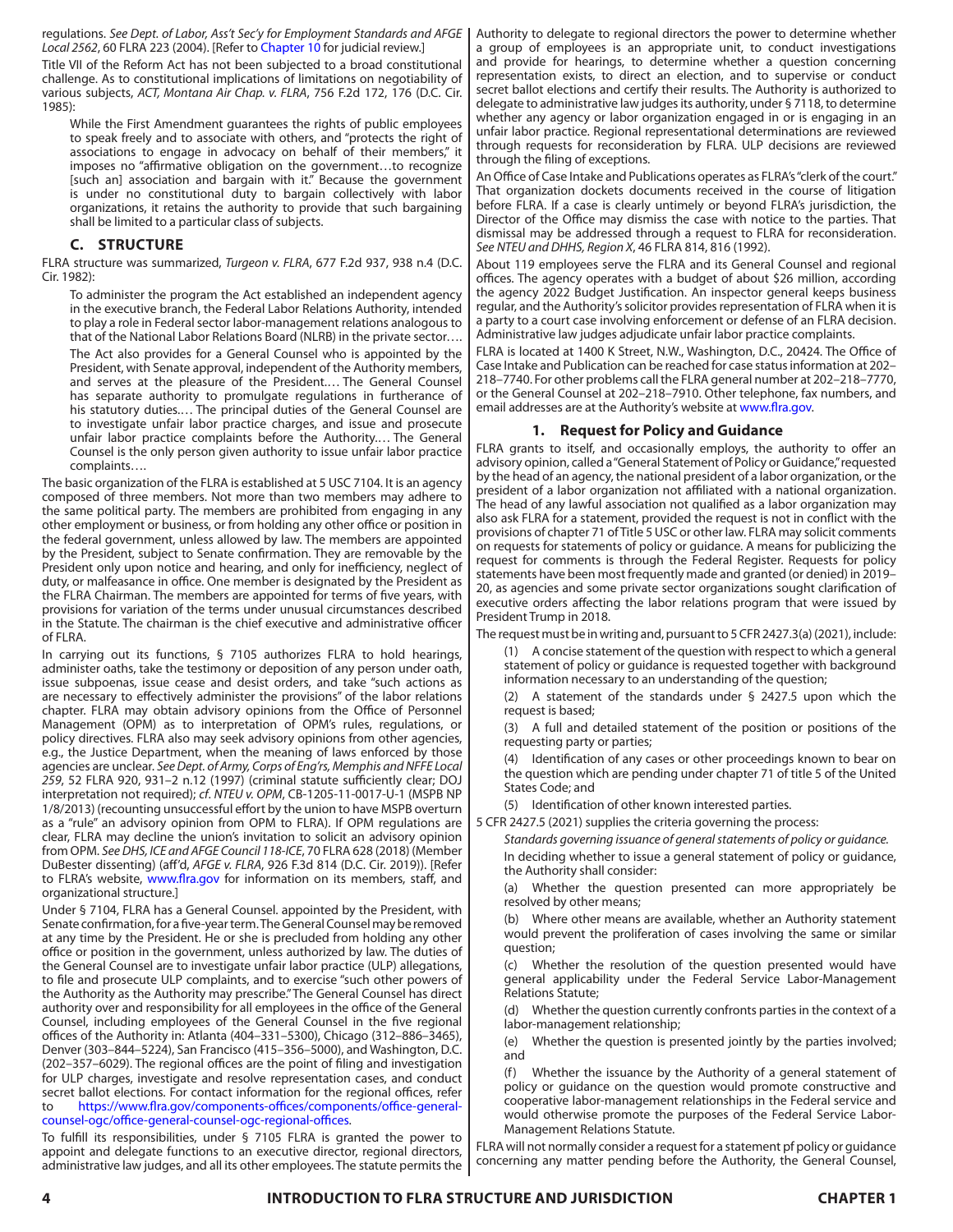regulations. *See Dept. of Labor, Ass't Sec'y for Employment Standards and AFGE Local 2562*, 60 FLRA 223 (2004). [Refer to Chapter 10 for judicial review.]

Title VII of the Reform Act has not been subjected to a broad constitutional challenge. As to constitutional implications of limitations on negotiability of various subjects, *ACT, Montana Air Chap. v. FLRA*, 756 F.2d 172, 176 (D.C. Cir. 1985):

> While the First Amendment guarantees the rights of public employees to speak freely and to associate with others, and "protects the right of associations to engage in advocacy on behalf of their members," it imposes no "affirmative obligation on the government…to recognize [such an] association and bargain with it." Because the government is under no constitutional duty to bargain collectively with labor organizations, it retains the authority to provide that such bargaining shall be limited to a particular class of subjects.

## C. STRUCTURE

FLRA structure was summarized, *Turgeon v. FLRA*, 677 F.2d 937, 938 n.4 (D.C. Cir. 1982):

> To administer the program the Act established an independent agency in the executive branch, the Federal Labor Relations Authority, intended to play a role in Federal sector labor-management relations analogous to that of the National Labor Relations Board (NLRB) in the private sector….
>
> The Act also provides for a General Counsel who is appointed by the President, with Senate approval, independent of the Authority members, and serves at the pleasure of the President.… The General Counsel has separate authority to promulgate regulations in furtherance of his statutory duties.… The principal duties of the General Counsel are to investigate unfair labor practice charges, and issue and prosecute unfair labor practice complaints before the Authority.… The General Counsel is the only person given authority to issue unfair labor practice complaints….

The basic organization of the FLRA is established at 5 USC 7104. It is an agency composed of three members. Not more than two members may adhere to the same political party. The members are prohibited from engaging in any other employment or business, or from holding any other office or position in the federal government, unless allowed by law. The members are appointed by the President, subject to Senate confirmation. They are removable by the President only upon notice and hearing, and only for inefficiency, neglect of duty, or malfeasance in office. One member is designated by the President as the FLRA Chairman. The members are appointed for terms of five years, with provisions for variation of the terms under unusual circumstances described in the Statute. The chairman is the chief executive and administrative officer of FLRA.

In carrying out its functions, § 7105 authorizes FLRA to hold hearings, administer oaths, take the testimony or deposition of any person under oath, issue subpoenas, issue cease and desist orders, and take "such actions as are necessary to effectively administer the provisions" of the labor relations chapter. FLRA may obtain advisory opinions from the Office of Personnel Management (OPM) as to interpretation of OPM's rules, regulations, or policy directives. FLRA also may seek advisory opinions from other agencies, e.g., the Justice Department, when the meaning of laws enforced by those agencies are unclear. *See Dept. of Army, Corps of Eng'rs, Memphis and NFFE Local 259*, 52 FLRA 920, 931–2 n.12 (1997) (criminal statute sufficiently clear; DOJ interpretation not required); *cf. NTEU v. OPM*, CB-1205-11-0017-U-1 (MSPB NP 1/8/2013) (recounting unsuccessful effort by the union to have MSPB overturn as a "rule" an advisory opinion from OPM to FLRA). If OPM regulations are clear, FLRA may decline the union's invitation to solicit an advisory opinion from OPM. *See DHS, ICE and AFGE Council 118-ICE*, 70 FLRA 628 (2018) (Member DuBester dissenting) (aff'd, *AFGE v. FLRA*, 926 F.3d 814 (D.C. Cir. 2019)). [Refer to FLRA's website, www.flra.gov for information on its members, staff, and organizational structure.]

Under § 7104, FLRA has a General Counsel. appointed by the President, with Senate confirmation, for a five-year term. The General Counsel may be removed at any time by the President. He or she is precluded from holding any other office or position in the government, unless authorized by law. The duties of the General Counsel are to investigate unfair labor practice (ULP) allegations, to file and prosecute ULP complaints, and to exercise "such other powers of the Authority as the Authority may prescribe." The General Counsel has direct authority over and responsibility for all employees in the office of the General Counsel, including employees of the General Counsel in the five regional offices of the Authority in: Atlanta (404–331–5300), Chicago (312–886–3465), Denver (303–844–5224), San Francisco (415–356–5000), and Washington, D.C. (202–357–6029). The regional offices are the point of filing and investigation for ULP charges, investigate and resolve representation cases, and conduct secret ballot elections. For contact information for the regional offices, refer to https://www.flra.gov/components-offices/components/office-general-counsel-ogc/office-general-counsel-ogc-regional-offices.

To fulfill its responsibilities, under § 7105 FLRA is granted the power to appoint and delegate functions to an executive director, regional directors, administrative law judges, and all its other employees. The statute permits the Authority to delegate to regional directors the power to determine whether a group of employees is an appropriate unit, to conduct investigations and provide for hearings, to determine whether a question concerning representation exists, to direct an election, and to supervise or conduct secret ballot elections and certify their results. The Authority is authorized to delegate to administrative law judges its authority, under § 7118, to determine whether any agency or labor organization engaged in or is engaging in an unfair labor practice. Regional representational determinations are reviewed through requests for reconsideration by FLRA. ULP decisions are reviewed through the filing of exceptions.

An Office of Case Intake and Publications operates as FLRA's "clerk of the court." That organization dockets documents received in the course of litigation before FLRA. If a case is clearly untimely or beyond FLRA's jurisdiction, the Director of the Office may dismiss the case with notice to the parties. That dismissal may be addressed through a request to FLRA for reconsideration. *See NTEU and DHHS, Region X*, 46 FLRA 814, 816 (1992).

About 119 employees serve the FLRA and its General Counsel and regional offices. The agency operates with a budget of about $26 million, according the agency 2022 Budget Justification. An inspector general keeps business regular, and the Authority's solicitor provides representation of FLRA when it is a party to a court case involving enforcement or defense of an FLRA decision. Administrative law judges adjudicate unfair labor practice complaints.

FLRA is located at 1400 K Street, N.W., Washington, D.C., 20424. The Office of Case Intake and Publication can be reached for case status information at 202–218–7740. For other problems call the FLRA general number at 202–218–7770, or the General Counsel at 202–218–7910. Other telephone, fax numbers, and email addresses are at the Authority's website at www.flra.gov.

### 1. Request for Policy and Guidance

FLRA grants to itself, and occasionally employs, the authority to offer an advisory opinion, called a "General Statement of Policy or Guidance," requested by the head of an agency, the national president of a labor organization, or the president of a labor organization not affiliated with a national organization. The head of any lawful association not qualified as a labor organization may also ask FLRA for a statement, provided the request is not in conflict with the provisions of chapter 71 of Title 5 USC or other law. FLRA may solicit comments on requests for statements of policy or guidance. A means for publicizing the request for comments is through the Federal Register. Requests for policy statements have been most frequently made and granted (or denied) in 2019–20, as agencies and some private sector organizations sought clarification of executive orders affecting the labor relations program that were issued by President Trump in 2018.

The request must be in writing and, pursuant to 5 CFR 2427.3(a) (2021), include:

> (1) A concise statement of the question with respect to which a general statement of policy or guidance is requested together with background information necessary to an understanding of the question;
>
> (2) A statement of the standards under § 2427.5 upon which the request is based;
>
> (3) A full and detailed statement of the position or positions of the requesting party or parties;
>
> (4) Identification of any cases or other proceedings known to bear on the question which are pending under chapter 71 of title 5 of the United States Code; and
>
> (5) Identification of other known interested parties.

5 CFR 2427.5 (2021) supplies the criteria governing the process:

> *Standards governing issuance of general statements of policy or guidance.*
>
> In deciding whether to issue a general statement of policy or guidance, the Authority shall consider:
>
> (a) Whether the question presented can more appropriately be resolved by other means;
>
> (b) Where other means are available, whether an Authority statement would prevent the proliferation of cases involving the same or similar question;
>
> (c) Whether the resolution of the question presented would have general applicability under the Federal Service Labor-Management Relations Statute;
>
> (d) Whether the question currently confronts parties in the context of a labor-management relationship;
>
> (e) Whether the question is presented jointly by the parties involved; and
>
> (f) Whether the issuance by the Authority of a general statement of policy or guidance on the question would promote constructive and cooperative labor-management relationships in the Federal service and would otherwise promote the purposes of the Federal Service Labor-Management Relations Statute.

FLRA will not normally consider a request for a statement pf policy or guidance concerning any matter pending before the Authority, the General Counsel,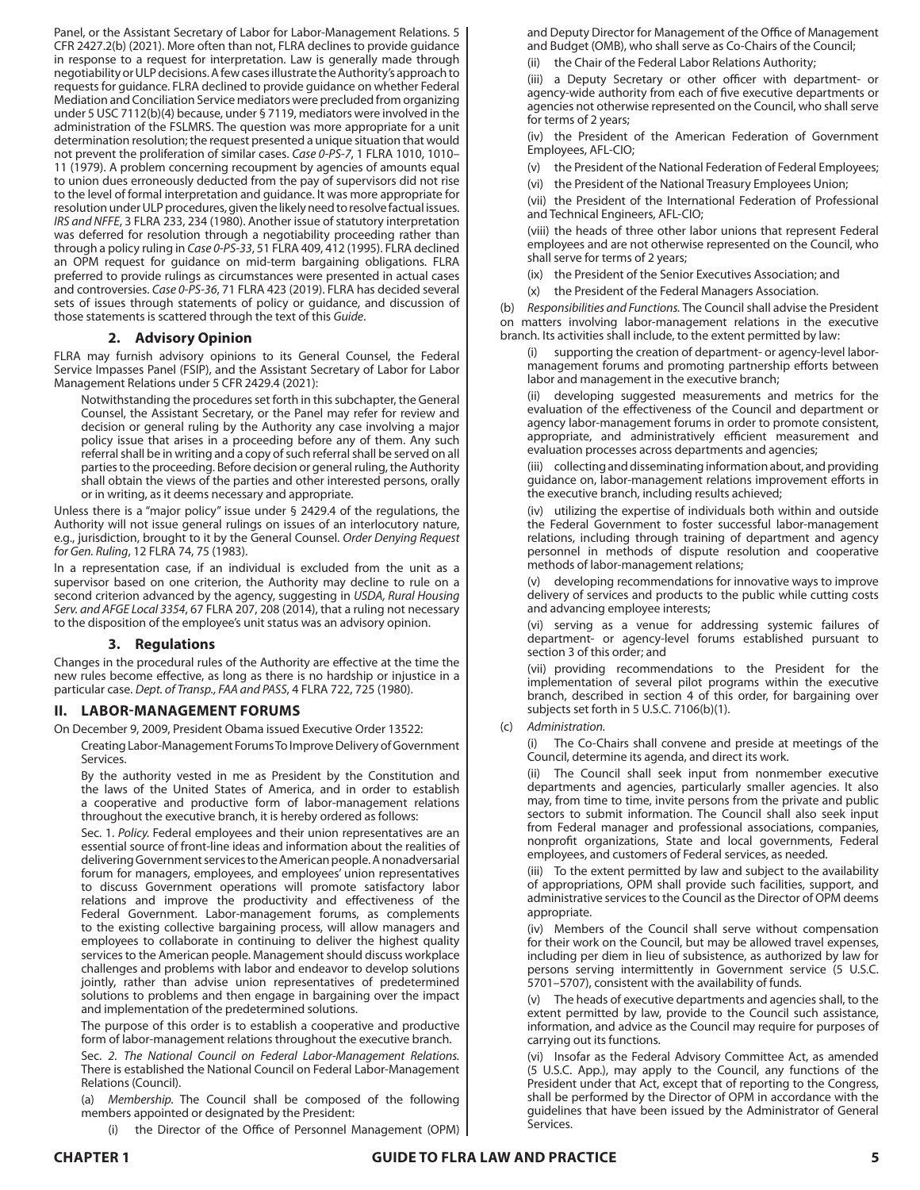Panel, or the Assistant Secretary of Labor for Labor-Management Relations. 5 CFR 2427.2(b) (2021). More often than not, FLRA declines to provide guidance in response to a request for interpretation. Law is generally made through negotiability or ULP decisions. A few cases illustrate the Authority's approach to requests for guidance. FLRA declined to provide guidance on whether Federal Mediation and Conciliation Service mediators were precluded from organizing under 5 USC 7112(b)(4) because, under § 7119, mediators were involved in the administration of the FSLMRS. The question was more appropriate for a unit determination resolution; the request presented a unique situation that would not prevent the proliferation of similar cases. *Case 0-PS-7*, 1 FLRA 1010, 1010–11 (1979). A problem concerning recoupment by agencies of amounts equal to union dues erroneously deducted from the pay of supervisors did not rise to the level of formal interpretation and guidance. It was more appropriate for resolution under ULP procedures, given the likely need to resolve factual issues. *IRS and NFFE*, 3 FLRA 233, 234 (1980). Another issue of statutory interpretation was deferred for resolution through a negotiability proceeding rather than through a policy ruling in *Case 0-PS-33*, 51 FLRA 409, 412 (1995). FLRA declined an OPM request for guidance on mid-term bargaining obligations. FLRA preferred to provide rulings as circumstances were presented in actual cases and controversies. *Case 0-PS-36*, 71 FLRA 423 (2019). FLRA has decided several sets of issues through statements of policy or guidance, and discussion of those statements is scattered through the text of this *Guide*.

### 2. Advisory Opinion

FLRA may furnish advisory opinions to its General Counsel, the Federal Service Impasses Panel (FSIP), and the Assistant Secretary of Labor for Labor Management Relations under 5 CFR 2429.4 (2021):

> Notwithstanding the procedures set forth in this subchapter, the General Counsel, the Assistant Secretary, or the Panel may refer for review and decision or general ruling by the Authority any case involving a major policy issue that arises in a proceeding before any of them. Any such referral shall be in writing and a copy of such referral shall be served on all parties to the proceeding. Before decision or general ruling, the Authority shall obtain the views of the parties and other interested persons, orally or in writing, as it deems necessary and appropriate.

Unless there is a "major policy" issue under § 2429.4 of the regulations, the Authority will not issue general rulings on issues of an interlocutory nature, e.g., jurisdiction, brought to it by the General Counsel. *Order Denying Request for Gen. Ruling*, 12 FLRA 74, 75 (1983).

In a representation case, if an individual is excluded from the unit as a supervisor based on one criterion, the Authority may decline to rule on a second criterion advanced by the agency, suggesting in *USDA, Rural Housing Serv. and AFGE Local 3354*, 67 FLRA 207, 208 (2014), that a ruling not necessary to the disposition of the employee's unit status was an advisory opinion.

### 3. Regulations

Changes in the procedural rules of the Authority are effective at the time the new rules become effective, as long as there is no hardship or injustice in a particular case. *Dept. of Transp., FAA and PASS*, 4 FLRA 722, 725 (1980).

## II. LABOR-MANAGEMENT FORUMS

On December 9, 2009, President Obama issued Executive Order 13522:

> Creating Labor-Management Forums To Improve Delivery of Government Services.
>
> By the authority vested in me as President by the Constitution and the laws of the United States of America, and in order to establish a cooperative and productive form of labor-management relations throughout the executive branch, it is hereby ordered as follows:
>
> Sec. 1. *Policy.* Federal employees and their union representatives are an essential source of front-line ideas and information about the realities of delivering Government services to the American people. A nonadversarial forum for managers, employees, and employees' union representatives to discuss Government operations will promote satisfactory labor relations and improve the productivity and effectiveness of the Federal Government. Labor-management forums, as complements to the existing collective bargaining process, will allow managers and employees to collaborate in continuing to deliver the highest quality services to the American people. Management should discuss workplace challenges and problems with labor and endeavor to develop solutions jointly, rather than advise union representatives of predetermined solutions to problems and then engage in bargaining over the impact and implementation of the predetermined solutions.
>
> The purpose of this order is to establish a cooperative and productive form of labor-management relations throughout the executive branch.
>
> Sec. *2. The National Council on Federal Labor-Management Relations.* There is established the National Council on Federal Labor-Management Relations (Council).
>
> (a) *Membership.* The Council shall be composed of the following members appointed or designated by the President:
>
> (i) the Director of the Office of Personnel Management (OPM) and Deputy Director for Management of the Office of Management and Budget (OMB), who shall serve as Co-Chairs of the Council;
>
> (ii) the Chair of the Federal Labor Relations Authority;
>
> (iii) a Deputy Secretary or other officer with department- or agency-wide authority from each of five executive departments or agencies not otherwise represented on the Council, who shall serve for terms of 2 years;
>
> (iv) the President of the American Federation of Government Employees, AFL-CIO;
>
> (v) the President of the National Federation of Federal Employees;
>
> (vi) the President of the National Treasury Employees Union;
>
> (vii) the President of the International Federation of Professional and Technical Engineers, AFL-CIO;
>
> (viii) the heads of three other labor unions that represent Federal employees and are not otherwise represented on the Council, who shall serve for terms of 2 years;
>
> (ix) the President of the Senior Executives Association; and
>
> (x) the President of the Federal Managers Association.
>
> (b) *Responsibilities and Functions.* The Council shall advise the President on matters involving labor-management relations in the executive branch. Its activities shall include, to the extent permitted by law:
>
> (i) supporting the creation of department- or agency-level labor-management forums and promoting partnership efforts between labor and management in the executive branch;
>
> (ii) developing suggested measurements and metrics for the evaluation of the effectiveness of the Council and department or agency labor-management forums in order to promote consistent, appropriate, and administratively efficient measurement and evaluation processes across departments and agencies;
>
> (iii) collecting and disseminating information about, and providing guidance on, labor-management relations improvement efforts in the executive branch, including results achieved;
>
> (iv) utilizing the expertise of individuals both within and outside the Federal Government to foster successful labor-management relations, including through training of department and agency personnel in methods of dispute resolution and cooperative methods of labor-management relations;
>
> (v) developing recommendations for innovative ways to improve delivery of services and products to the public while cutting costs and advancing employee interests;
>
> (vi) serving as a venue for addressing systemic failures of department- or agency-level forums established pursuant to section 3 of this order; and
>
> (vii) providing recommendations to the President for the implementation of several pilot programs within the executive branch, described in section 4 of this order, for bargaining over subjects set forth in 5 U.S.C. 7106(b)(1).
>
> (c) *Administration.*
>
> (i) The Co-Chairs shall convene and preside at meetings of the Council, determine its agenda, and direct its work.
>
> (ii) The Council shall seek input from nonmember executive departments and agencies, particularly smaller agencies. It also may, from time to time, invite persons from the private and public sectors to submit information. The Council shall also seek input from Federal manager and professional associations, companies, nonprofit organizations, State and local governments, Federal employees, and customers of Federal services, as needed.
>
> (iii) To the extent permitted by law and subject to the availability of appropriations, OPM shall provide such facilities, support, and administrative services to the Council as the Director of OPM deems appropriate.
>
> (iv) Members of the Council shall serve without compensation for their work on the Council, but may be allowed travel expenses, including per diem in lieu of subsistence, as authorized by law for persons serving intermittently in Government service (5 U.S.C. 5701–5707), consistent with the availability of funds.
>
> (v) The heads of executive departments and agencies shall, to the extent permitted by law, provide to the Council such assistance, information, and advice as the Council may require for purposes of carrying out its functions.
>
> (vi) Insofar as the Federal Advisory Committee Act, as amended (5 U.S.C. App.), may apply to the Council, any functions of the President under that Act, except that of reporting to the Congress, shall be performed by the Director of OPM in accordance with the guidelines that have been issued by the Administrator of General Services.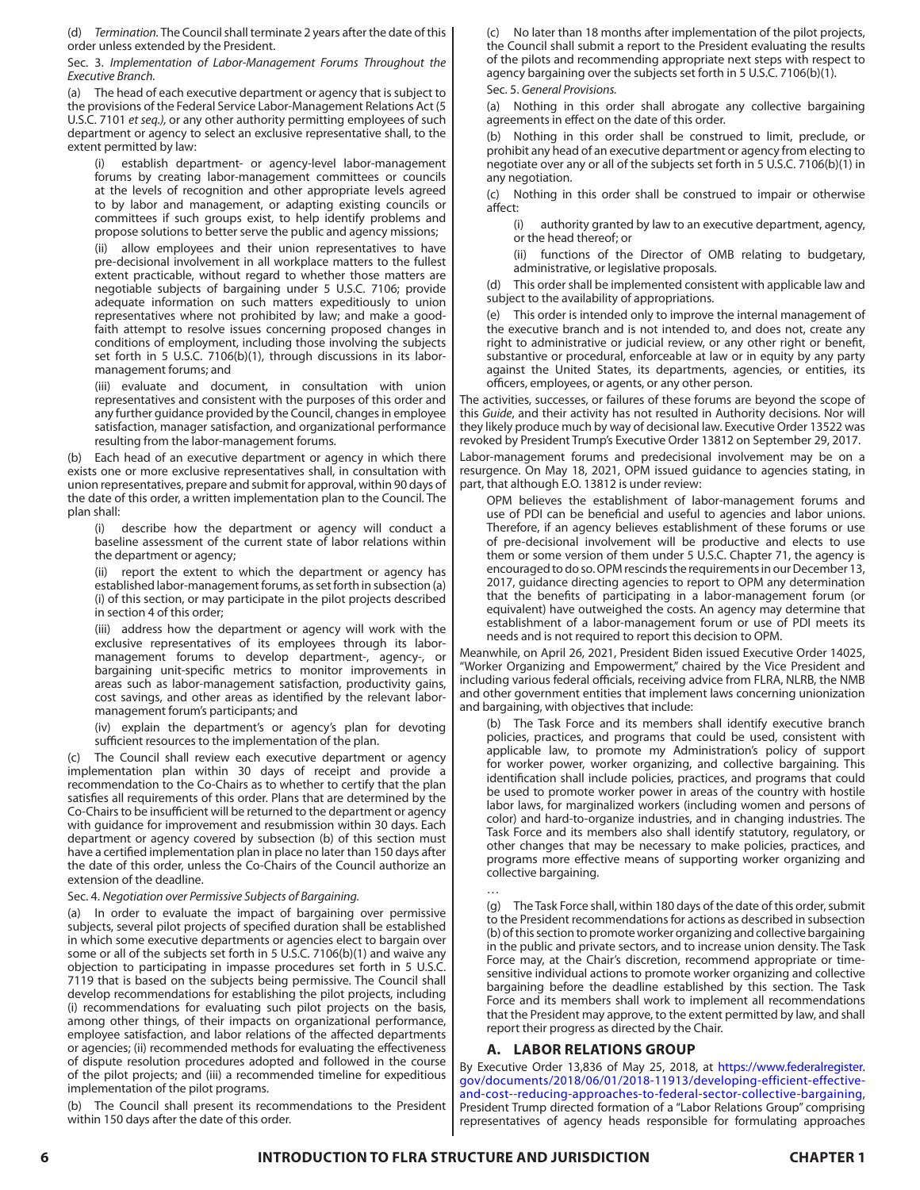(d) *Termination.* The Council shall terminate 2 years after the date of this order unless extended by the President.

Sec. 3. *Implementation of Labor-Management Forums Throughout the Executive Branch.*

(a) The head of each executive department or agency that is subject to the provisions of the Federal Service Labor-Management Relations Act (5 U.S.C. 7101 *et seq.*), or any other authority permitting employees of such department or agency to select an exclusive representative shall, to the extent permitted by law:

(i) establish department- or agency-level labor-management forums by creating labor-management committees or councils at the levels of recognition and other appropriate levels agreed to by labor and management, or adapting existing councils or committees if such groups exist, to help identify problems and propose solutions to better serve the public and agency missions;

(ii) allow employees and their union representatives to have pre-decisional involvement in all workplace matters to the fullest extent practicable, without regard to whether those matters are negotiable subjects of bargaining under 5 U.S.C. 7106; provide adequate information on such matters expeditiously to union representatives where not prohibited by law; and make a good-faith attempt to resolve issues concerning proposed changes in conditions of employment, including those involving the subjects set forth in 5 U.S.C. 7106(b)(1), through discussions in its labor-management forums; and

(iii) evaluate and document, in consultation with union representatives and consistent with the purposes of this order and any further guidance provided by the Council, changes in employee satisfaction, manager satisfaction, and organizational performance resulting from the labor-management forums.

(b) Each head of an executive department or agency in which there exists one or more exclusive representatives shall, in consultation with union representatives, prepare and submit for approval, within 90 days of the date of this order, a written implementation plan to the Council. The plan shall:

(i) describe how the department or agency will conduct a baseline assessment of the current state of labor relations within the department or agency;

(ii) report the extent to which the department or agency has established labor-management forums, as set forth in subsection (a)(i) of this section, or may participate in the pilot projects described in section 4 of this order;

(iii) address how the department or agency will work with the exclusive representatives of its employees through its labor-management forums to develop department-, agency-, or bargaining unit-specific metrics to monitor improvements in areas such as labor-management satisfaction, productivity gains, cost savings, and other areas as identified by the relevant labor-management forum's participants; and

(iv) explain the department's or agency's plan for devoting sufficient resources to the implementation of the plan.

(c) The Council shall review each executive department or agency implementation plan within 30 days of receipt and provide a recommendation to the Co-Chairs as to whether to certify that the plan satisfies all requirements of this order. Plans that are determined by the Co-Chairs to be insufficient will be returned to the department or agency with guidance for improvement and resubmission within 30 days. Each department or agency covered by subsection (b) of this section must have a certified implementation plan in place no later than 150 days after the date of this order, unless the Co-Chairs of the Council authorize an extension of the deadline.

Sec. 4. *Negotiation over Permissive Subjects of Bargaining.*

(a) In order to evaluate the impact of bargaining over permissive subjects, several pilot projects of specified duration shall be established in which some executive departments or agencies elect to bargain over some or all of the subjects set forth in 5 U.S.C. 7106(b)(1) and waive any objection to participating in impasse procedures set forth in 5 U.S.C. 7119 that is based on the subjects being permissive. The Council shall develop recommendations for establishing the pilot projects, including (i) recommendations for evaluating such pilot projects on the basis, among other things, of their impacts on organizational performance, employee satisfaction, and labor relations of the affected departments or agencies; (ii) recommended methods for evaluating the effectiveness of dispute resolution procedures adopted and followed in the course of the pilot projects; and (iii) a recommended timeline for expeditious implementation of the pilot programs.

(b) The Council shall present its recommendations to the President within 150 days after the date of this order.

(c) No later than 18 months after implementation of the pilot projects, the Council shall submit a report to the President evaluating the results of the pilots and recommending appropriate next steps with respect to agency bargaining over the subjects set forth in 5 U.S.C. 7106(b)(1).

Sec. 5. *General Provisions.*

(a) Nothing in this order shall abrogate any collective bargaining agreements in effect on the date of this order.

(b) Nothing in this order shall be construed to limit, preclude, or prohibit any head of an executive department or agency from electing to negotiate over any or all of the subjects set forth in 5 U.S.C. 7106(b)(1) in any negotiation.

(c) Nothing in this order shall be construed to impair or otherwise affect:

(i) authority granted by law to an executive department, agency, or the head thereof; or

(ii) functions of the Director of OMB relating to budgetary, administrative, or legislative proposals.

(d) This order shall be implemented consistent with applicable law and subject to the availability of appropriations.

(e) This order is intended only to improve the internal management of the executive branch and is not intended to, and does not, create any right to administrative or judicial review, or any other right or benefit, substantive or procedural, enforceable at law or in equity by any party against the United States, its departments, agencies, or entities, its officers, employees, or agents, or any other person.

The activities, successes, or failures of these forums are beyond the scope of this *Guide*, and their activity has not resulted in Authority decisions. Nor will they likely produce much by way of decisional law. Executive Order 13522 was revoked by President Trump's Executive Order 13812 on September 29, 2017.

Labor-management forums and predecisional involvement may be on a resurgence. On May 18, 2021, OPM issued guidance to agencies stating, in part, that although E.O. 13812 is under review:

> OPM believes the establishment of labor-management forums and use of PDI can be beneficial and useful to agencies and labor unions. Therefore, if an agency believes establishment of these forums or use of pre-decisional involvement will be productive and elects to use them or some version of them under 5 U.S.C. Chapter 71, the agency is encouraged to do so. OPM rescinds the requirements in our December 13, 2017, guidance directing agencies to report to OPM any determination that the benefits of participating in a labor-management forum (or equivalent) have outweighed the costs. An agency may determine that establishment of a labor-management forum or use of PDI meets its needs and is not required to report this decision to OPM.

Meanwhile, on April 26, 2021, President Biden issued Executive Order 14025, "Worker Organizing and Empowerment," chaired by the Vice President and including various federal officials, receiving advice from FLRA, NLRB, the NMB and other government entities that implement laws concerning unionization and bargaining, with objectives that include:

> (b) The Task Force and its members shall identify executive branch policies, practices, and programs that could be used, consistent with applicable law, to promote my Administration's policy of support for worker power, worker organizing, and collective bargaining. This identification shall include policies, practices, and programs that could be used to promote worker power in areas of the country with hostile labor laws, for marginalized workers (including women and persons of color) and hard-to-organize industries, and in changing industries. The Task Force and its members also shall identify statutory, regulatory, or other changes that may be necessary to make policies, practices, and programs more effective means of supporting worker organizing and collective bargaining.
>
> …
>
> (g) The Task Force shall, within 180 days of the date of this order, submit to the President recommendations for actions as described in subsection (b) of this section to promote worker organizing and collective bargaining in the public and private sectors, and to increase union density. The Task Force may, at the Chair's discretion, recommend appropriate or time-sensitive individual actions to promote worker organizing and collective bargaining before the deadline established by this section. The Task Force and its members shall work to implement all recommendations that the President may approve, to the extent permitted by law, and shall report their progress as directed by the Chair.

## A. LABOR RELATIONS GROUP

By Executive Order 13,836 of May 25, 2018, at https://www.federalregister.gov/documents/2018/06/01/2018-11913/developing-efficient-effective-and-cost--reducing-approaches-to-federal-sector-collective-bargaining, President Trump directed formation of a "Labor Relations Group" comprising representatives of agency heads responsible for formulating approaches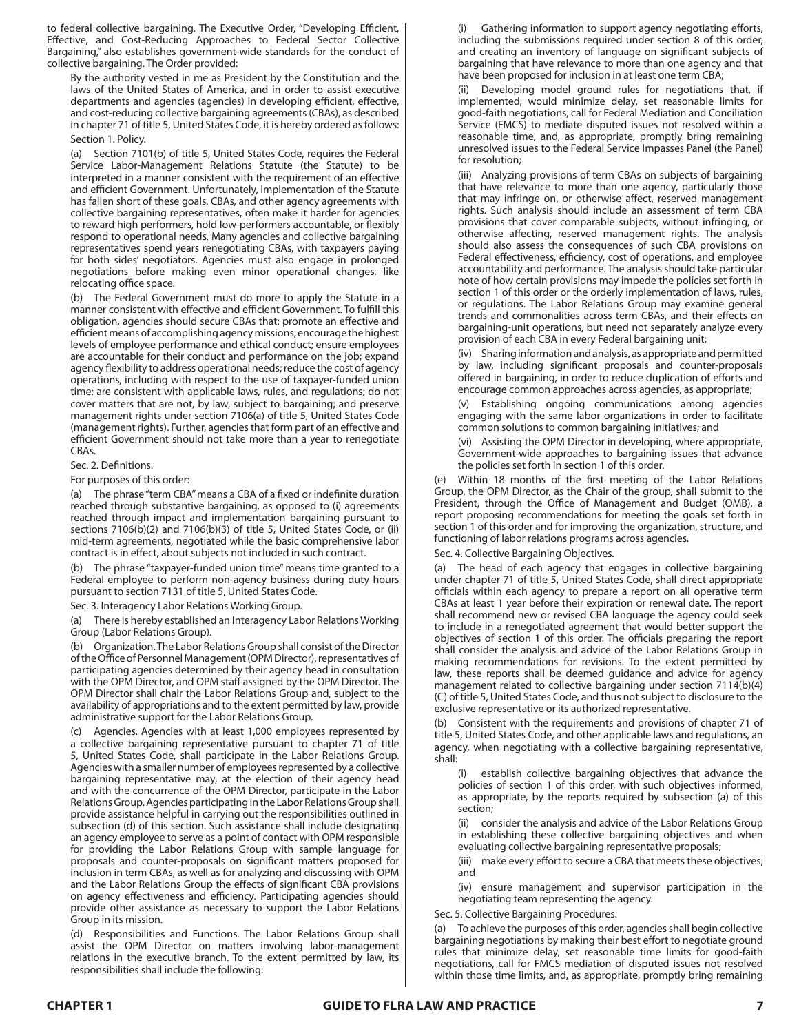to federal collective bargaining. The Executive Order, "Developing Efficient, Effective, and Cost-Reducing Approaches to Federal Sector Collective Bargaining," also establishes government-wide standards for the conduct of collective bargaining. The Order provided:

> By the authority vested in me as President by the Constitution and the laws of the United States of America, and in order to assist executive departments and agencies (agencies) in developing efficient, effective, and cost-reducing collective bargaining agreements (CBAs), as described in chapter 71 of title 5, United States Code, it is hereby ordered as follows:
>
> Section 1. Policy.
>
> (a) Section 7101(b) of title 5, United States Code, requires the Federal Service Labor-Management Relations Statute (the Statute) to be interpreted in a manner consistent with the requirement of an effective and efficient Government. Unfortunately, implementation of the Statute has fallen short of these goals. CBAs, and other agency agreements with collective bargaining representatives, often make it harder for agencies to reward high performers, hold low-performers accountable, or flexibly respond to operational needs. Many agencies and collective bargaining representatives spend years renegotiating CBAs, with taxpayers paying for both sides' negotiators. Agencies must also engage in prolonged negotiations before making even minor operational changes, like relocating office space.
>
> (b) The Federal Government must do more to apply the Statute in a manner consistent with effective and efficient Government. To fulfill this obligation, agencies should secure CBAs that: promote an effective and efficient means of accomplishing agency missions; encourage the highest levels of employee performance and ethical conduct; ensure employees are accountable for their conduct and performance on the job; expand agency flexibility to address operational needs; reduce the cost of agency operations, including with respect to the use of taxpayer-funded union time; are consistent with applicable laws, rules, and regulations; do not cover matters that are not, by law, subject to bargaining; and preserve management rights under section 7106(a) of title 5, United States Code (management rights). Further, agencies that form part of an effective and efficient Government should not take more than a year to renegotiate CBAs.
>
> Sec. 2. Definitions.
>
> For purposes of this order:
>
> (a) The phrase "term CBA" means a CBA of a fixed or indefinite duration reached through substantive bargaining, as opposed to (i) agreements reached through impact and implementation bargaining pursuant to sections 7106(b)(2) and 7106(b)(3) of title 5, United States Code, or (ii) mid-term agreements, negotiated while the basic comprehensive labor contract is in effect, about subjects not included in such contract.
>
> (b) The phrase "taxpayer-funded union time" means time granted to a Federal employee to perform non-agency business during duty hours pursuant to section 7131 of title 5, United States Code.
>
> Sec. 3. Interagency Labor Relations Working Group.
>
> (a) There is hereby established an Interagency Labor Relations Working Group (Labor Relations Group).
>
> (b) Organization. The Labor Relations Group shall consist of the Director of the Office of Personnel Management (OPM Director), representatives of participating agencies determined by their agency head in consultation with the OPM Director, and OPM staff assigned by the OPM Director. The OPM Director shall chair the Labor Relations Group and, subject to the availability of appropriations and to the extent permitted by law, provide administrative support for the Labor Relations Group.
>
> (c) Agencies. Agencies with at least 1,000 employees represented by a collective bargaining representative pursuant to chapter 71 of title 5, United States Code, shall participate in the Labor Relations Group. Agencies with a smaller number of employees represented by a collective bargaining representative may, at the election of their agency head and with the concurrence of the OPM Director, participate in the Labor Relations Group. Agencies participating in the Labor Relations Group shall provide assistance helpful in carrying out the responsibilities outlined in subsection (d) of this section. Such assistance shall include designating an agency employee to serve as a point of contact with OPM responsible for providing the Labor Relations Group with sample language for proposals and counter-proposals on significant matters proposed for inclusion in term CBAs, as well as for analyzing and discussing with OPM and the Labor Relations Group the effects of significant CBA provisions on agency effectiveness and efficiency. Participating agencies should provide other assistance as necessary to support the Labor Relations Group in its mission.
>
> (d) Responsibilities and Functions. The Labor Relations Group shall assist the OPM Director on matters involving labor-management relations in the executive branch. To the extent permitted by law, its responsibilities shall include the following:
>
> (i) Gathering information to support agency negotiating efforts, including the submissions required under section 8 of this order, and creating an inventory of language on significant subjects of bargaining that have relevance to more than one agency and that have been proposed for inclusion in at least one term CBA;
>
> (ii) Developing model ground rules for negotiations that, if implemented, would minimize delay, set reasonable limits for good-faith negotiations, call for Federal Mediation and Conciliation Service (FMCS) to mediate disputed issues not resolved within a reasonable time, and, as appropriate, promptly bring remaining unresolved issues to the Federal Service Impasses Panel (the Panel) for resolution;
>
> (iii) Analyzing provisions of term CBAs on subjects of bargaining that have relevance to more than one agency, particularly those that may infringe on, or otherwise affect, reserved management rights. Such analysis should include an assessment of term CBA provisions that cover comparable subjects, without infringing, or otherwise affecting, reserved management rights. The analysis should also assess the consequences of such CBA provisions on Federal effectiveness, efficiency, cost of operations, and employee accountability and performance. The analysis should take particular note of how certain provisions may impede the policies set forth in section 1 of this order or the orderly implementation of laws, rules, or regulations. The Labor Relations Group may examine general trends and commonalities across term CBAs, and their effects on bargaining-unit operations, but need not separately analyze every provision of each CBA in every Federal bargaining unit;
>
> (iv) Sharing information and analysis, as appropriate and permitted by law, including significant proposals and counter-proposals offered in bargaining, in order to reduce duplication of efforts and encourage common approaches across agencies, as appropriate;
>
> (v) Establishing ongoing communications among agencies engaging with the same labor organizations in order to facilitate common solutions to common bargaining initiatives; and
>
> (vi) Assisting the OPM Director in developing, where appropriate, Government-wide approaches to bargaining issues that advance the policies set forth in section 1 of this order.
>
> (e) Within 18 months of the first meeting of the Labor Relations Group, the OPM Director, as the Chair of the group, shall submit to the President, through the Office of Management and Budget (OMB), a report proposing recommendations for meeting the goals set forth in section 1 of this order and for improving the organization, structure, and functioning of labor relations programs across agencies.
>
> Sec. 4. Collective Bargaining Objectives.
>
> (a) The head of each agency that engages in collective bargaining under chapter 71 of title 5, United States Code, shall direct appropriate officials within each agency to prepare a report on all operative term CBAs at least 1 year before their expiration or renewal date. The report shall recommend new or revised CBA language the agency could seek to include in a renegotiated agreement that would better support the objectives of section 1 of this order. The officials preparing the report shall consider the analysis and advice of the Labor Relations Group in making recommendations for revisions. To the extent permitted by law, these reports shall be deemed guidance and advice for agency management related to collective bargaining under section 7114(b)(4)(C) of title 5, United States Code, and thus not subject to disclosure to the exclusive representative or its authorized representative.
>
> (b) Consistent with the requirements and provisions of chapter 71 of title 5, United States Code, and other applicable laws and regulations, an agency, when negotiating with a collective bargaining representative, shall:
>
> (i) establish collective bargaining objectives that advance the policies of section 1 of this order, with such objectives informed, as appropriate, by the reports required by subsection (a) of this section;
>
> (ii) consider the analysis and advice of the Labor Relations Group in establishing these collective bargaining objectives and when evaluating collective bargaining representative proposals;
>
> (iii) make every effort to secure a CBA that meets these objectives; and
>
> (iv) ensure management and supervisor participation in the negotiating team representing the agency.
>
> Sec. 5. Collective Bargaining Procedures.
>
> (a) To achieve the purposes of this order, agencies shall begin collective bargaining negotiations by making their best effort to negotiate ground rules that minimize delay, set reasonable time limits for good-faith negotiations, call for FMCS mediation of disputed issues not resolved within those time limits, and, as appropriate, promptly bring remaining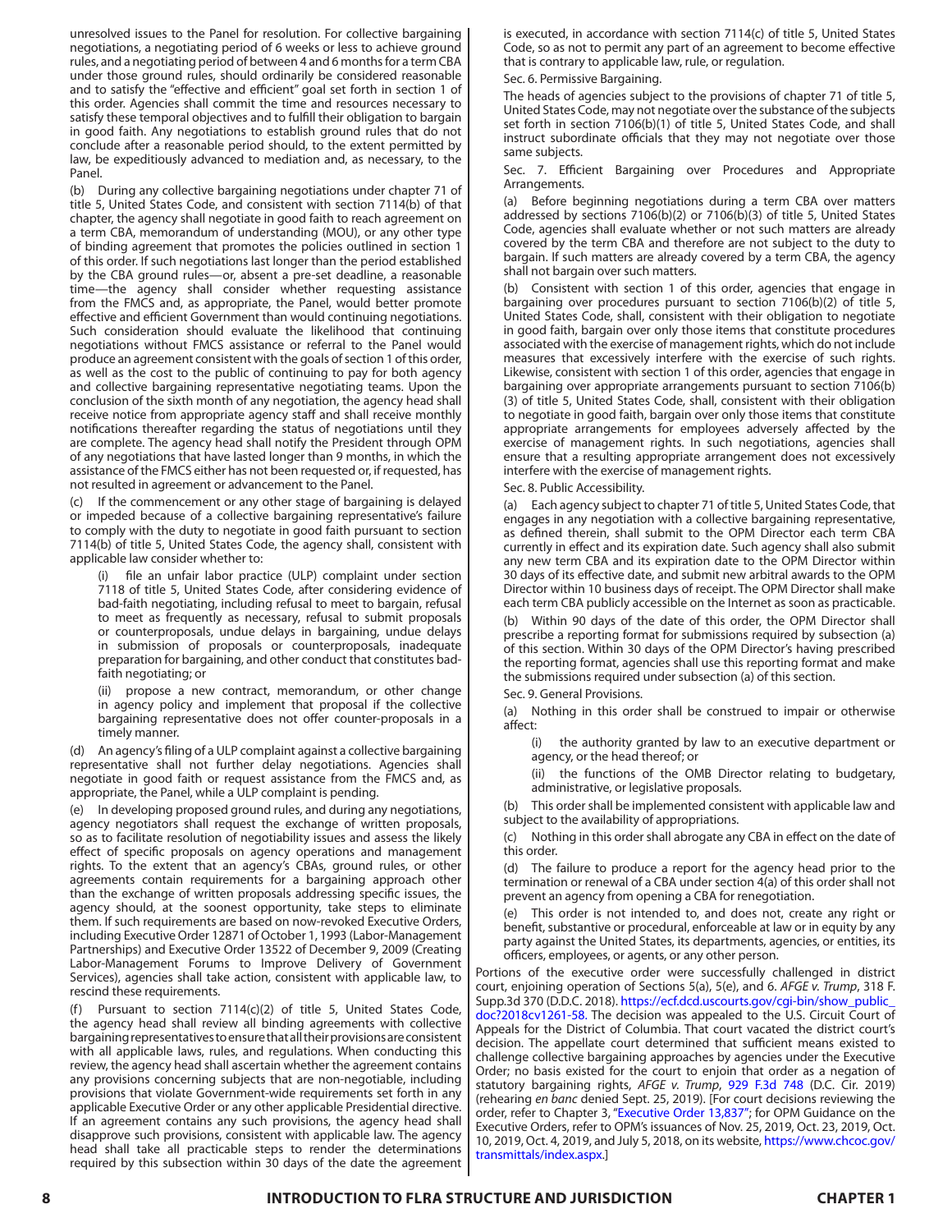unresolved issues to the Panel for resolution. For collective bargaining negotiations, a negotiating period of 6 weeks or less to achieve ground rules, and a negotiating period of between 4 and 6 months for a term CBA under those ground rules, should ordinarily be considered reasonable and to satisfy the "effective and efficient" goal set forth in section 1 of this order. Agencies shall commit the time and resources necessary to satisfy these temporal objectives and to fulfill their obligation to bargain in good faith. Any negotiations to establish ground rules that do not conclude after a reasonable period should, to the extent permitted by law, be expeditiously advanced to mediation and, as necessary, to the Panel.

(b) During any collective bargaining negotiations under chapter 71 of title 5, United States Code, and consistent with section 7114(b) of that chapter, the agency shall negotiate in good faith to reach agreement on a term CBA, memorandum of understanding (MOU), or any other type of binding agreement that promotes the policies outlined in section 1 of this order. If such negotiations last longer than the period established by the CBA ground rules—or, absent a pre-set deadline, a reasonable time—the agency shall consider whether requesting assistance from the FMCS and, as appropriate, the Panel, would better promote effective and efficient Government than would continuing negotiations. Such consideration should evaluate the likelihood that continuing negotiations without FMCS assistance or referral to the Panel would produce an agreement consistent with the goals of section 1 of this order, as well as the cost to the public of continuing to pay for both agency and collective bargaining representative negotiating teams. Upon the conclusion of the sixth month of any negotiation, the agency head shall receive notice from appropriate agency staff and shall receive monthly notifications thereafter regarding the status of negotiations until they are complete. The agency head shall notify the President through OPM of any negotiations that have lasted longer than 9 months, in which the assistance of the FMCS either has not been requested or, if requested, has not resulted in agreement or advancement to the Panel.

(c) If the commencement or any other stage of bargaining is delayed or impeded because of a collective bargaining representative's failure to comply with the duty to negotiate in good faith pursuant to section 7114(b) of title 5, United States Code, the agency shall, consistent with applicable law consider whether to:

(i) file an unfair labor practice (ULP) complaint under section 7118 of title 5, United States Code, after considering evidence of bad-faith negotiating, including refusal to meet to bargain, refusal to meet as frequently as necessary, refusal to submit proposals or counterproposals, undue delays in bargaining, undue delays in submission of proposals or counterproposals, inadequate preparation for bargaining, and other conduct that constitutes bad-faith negotiating; or

(ii) propose a new contract, memorandum, or other change in agency policy and implement that proposal if the collective bargaining representative does not offer counter-proposals in a timely manner.

(d) An agency's filing of a ULP complaint against a collective bargaining representative shall not further delay negotiations. Agencies shall negotiate in good faith or request assistance from the FMCS and, as appropriate, the Panel, while a ULP complaint is pending.

(e) In developing proposed ground rules, and during any negotiations, agency negotiators shall request the exchange of written proposals, so as to facilitate resolution of negotiability issues and assess the likely effect of specific proposals on agency operations and management rights. To the extent that an agency's CBAs, ground rules, or other agreements contain requirements for a bargaining approach other than the exchange of written proposals addressing specific issues, the agency should, at the soonest opportunity, take steps to eliminate them. If such requirements are based on now-revoked Executive Orders, including Executive Order 12871 of October 1, 1993 (Labor-Management Partnerships) and Executive Order 13522 of December 9, 2009 (Creating Labor-Management Forums to Improve Delivery of Government Services), agencies shall take action, consistent with applicable law, to rescind these requirements.

(f) Pursuant to section 7114(c)(2) of title 5, United States Code, the agency head shall review all binding agreements with collective bargaining representatives to ensure that all their provisions are consistent with all applicable laws, rules, and regulations. When conducting this review, the agency head shall ascertain whether the agreement contains any provisions concerning subjects that are non-negotiable, including provisions that violate Government-wide requirements set forth in any applicable Executive Order or any other applicable Presidential directive. If an agreement contains any such provisions, the agency head shall disapprove such provisions, consistent with applicable law. The agency head shall take all practicable steps to render the determinations required by this subsection within 30 days of the date the agreement is executed, in accordance with section 7114(c) of title 5, United States Code, so as not to permit any part of an agreement to become effective that is contrary to applicable law, rule, or regulation.

Sec. 6. Permissive Bargaining.

The heads of agencies subject to the provisions of chapter 71 of title 5, United States Code, may not negotiate over the substance of the subjects set forth in section 7106(b)(1) of title 5, United States Code, and shall instruct subordinate officials that they may not negotiate over those same subjects.

Sec. 7. Efficient Bargaining over Procedures and Appropriate Arrangements.

(a) Before beginning negotiations during a term CBA over matters addressed by sections 7106(b)(2) or 7106(b)(3) of title 5, United States Code, agencies shall evaluate whether or not such matters are already covered by the term CBA and therefore are not subject to the duty to bargain. If such matters are already covered by a term CBA, the agency shall not bargain over such matters.

(b) Consistent with section 1 of this order, agencies that engage in bargaining over procedures pursuant to section 7106(b)(2) of title 5, United States Code, shall, consistent with their obligation to negotiate in good faith, bargain over only those items that constitute procedures associated with the exercise of management rights, which do not include measures that excessively interfere with the exercise of such rights. Likewise, consistent with section 1 of this order, agencies that engage in bargaining over appropriate arrangements pursuant to section 7106(b)(3) of title 5, United States Code, shall, consistent with their obligation to negotiate in good faith, bargain over only those items that constitute appropriate arrangements for employees adversely affected by the exercise of management rights. In such negotiations, agencies shall ensure that a resulting appropriate arrangement does not excessively interfere with the exercise of management rights.

Sec. 8. Public Accessibility.

(a) Each agency subject to chapter 71 of title 5, United States Code, that engages in any negotiation with a collective bargaining representative, as defined therein, shall submit to the OPM Director each term CBA currently in effect and its expiration date. Such agency shall also submit any new term CBA and its expiration date to the OPM Director within 30 days of its effective date, and submit new arbitral awards to the OPM Director within 10 business days of receipt. The OPM Director shall make each term CBA publicly accessible on the Internet as soon as practicable.

(b) Within 90 days of the date of this order, the OPM Director shall prescribe a reporting format for submissions required by subsection (a) of this section. Within 30 days of the OPM Director's having prescribed the reporting format, agencies shall use this reporting format and make the submissions required under subsection (a) of this section.

Sec. 9. General Provisions.

(a) Nothing in this order shall be construed to impair or otherwise affect:

(i) the authority granted by law to an executive department or agency, or the head thereof; or

(ii) the functions of the OMB Director relating to budgetary, administrative, or legislative proposals.

(b) This order shall be implemented consistent with applicable law and subject to the availability of appropriations.

(c) Nothing in this order shall abrogate any CBA in effect on the date of this order.

(d) The failure to produce a report for the agency head prior to the termination or renewal of a CBA under section 4(a) of this order shall not prevent an agency from opening a CBA for renegotiation.

(e) This order is not intended to, and does not, create any right or benefit, substantive or procedural, enforceable at law or in equity by any party against the United States, its departments, agencies, or entities, its officers, employees, or agents, or any other person.

Portions of the executive order were successfully challenged in district court, enjoining operation of Sections 5(a), 5(e), and 6. *AFGE v. Trump*, 318 F. Supp.3d 370 (D.D.C. 2018). https://ecf.dcd.uscourts.gov/cgi-bin/show_public_doc?2018cv1261-58. The decision was appealed to the U.S. Circuit Court of Appeals for the District of Columbia. That court vacated the district court's decision. The appellate court determined that sufficient means existed to challenge collective bargaining approaches by agencies under the Executive Order; no basis existed for the court to enjoin that order as a negation of statutory bargaining rights, *AFGE v. Trump*, 929 F.3d 748 (D.C. Cir. 2019) (rehearing *en banc* denied Sept. 25, 2019). [For court decisions reviewing the order, refer to Chapter 3, "Executive Order 13,837"; for OPM Guidance on the Executive Orders, refer to OPM's issuances of Nov. 25, 2019, Oct. 23, 2019, Oct. 10, 2019, Oct. 4, 2019, and July 5, 2018, on its website, https://www.chcoc.gov/transmittals/index.aspx.]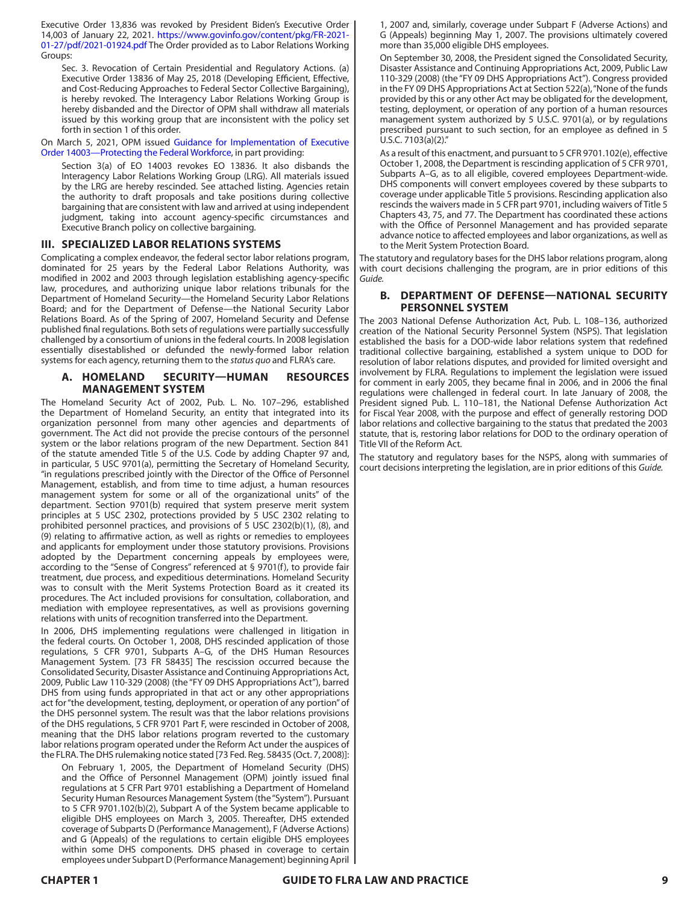Executive Order 13,836 was revoked by President Biden's Executive Order 14,003 of January 22, 2021. https://www.govinfo.gov/content/pkg/FR-2021-01-27/pdf/2021-01924.pdf The Order provided as to Labor Relations Working Groups:

> Sec. 3. Revocation of Certain Presidential and Regulatory Actions. (a) Executive Order 13836 of May 25, 2018 (Developing Efficient, Effective, and Cost-Reducing Approaches to Federal Sector Collective Bargaining), is hereby revoked. The Interagency Labor Relations Working Group is hereby disbanded and the Director of OPM shall withdraw all materials issued by this working group that are inconsistent with the policy set forth in section 1 of this order.

On March 5, 2021, OPM issued Guidance for Implementation of Executive Order 14003—Protecting the Federal Workforce, in part providing:

> Section 3(a) of EO 14003 revokes EO 13836. It also disbands the Interagency Labor Relations Working Group (LRG). All materials issued by the LRG are hereby rescinded. See attached listing. Agencies retain the authority to draft proposals and take positions during collective bargaining that are consistent with law and arrived at using independent judgment, taking into account agency-specific circumstances and Executive Branch policy on collective bargaining.

## III. SPECIALIZED LABOR RELATIONS SYSTEMS

Complicating a complex endeavor, the federal sector labor relations program, dominated for 25 years by the Federal Labor Relations Authority, was modified in 2002 and 2003 through legislation establishing agency-specific law, procedures, and authorizing unique labor relations tribunals for the Department of Homeland Security—the Homeland Security Labor Relations Board; and for the Department of Defense—the National Security Labor Relations Board. As of the Spring of 2007, Homeland Security and Defense published final regulations. Both sets of regulations were partially successfully challenged by a consortium of unions in the federal courts. In 2008 legislation essentially disestablished or defunded the newly-formed labor relation systems for each agency, returning them to the *status quo* and FLRA's care.

### A. HOMELAND SECURITY—HUMAN RESOURCES MANAGEMENT SYSTEM

The Homeland Security Act of 2002, Pub. L. No. 107–296, established the Department of Homeland Security, an entity that integrated into its organization personnel from many other agencies and departments of government. The Act did not provide the precise contours of the personnel system or the labor relations program of the new Department. Section 841 of the statute amended Title 5 of the U.S. Code by adding Chapter 97 and, in particular, 5 USC 9701(a), permitting the Secretary of Homeland Security, "in regulations prescribed jointly with the Director of the Office of Personnel Management, establish, and from time to time adjust, a human resources management system for some or all of the organizational units" of the department. Section 9701(b) required that system preserve merit system principles at 5 USC 2302, protections provided by 5 USC 2302 relating to prohibited personnel practices, and provisions of 5 USC 2302(b)(1), (8), and (9) relating to affirmative action, as well as rights or remedies to employees and applicants for employment under those statutory provisions. Provisions adopted by the Department concerning appeals by employees were, according to the "Sense of Congress" referenced at § 9701(f), to provide fair treatment, due process, and expeditious determinations. Homeland Security was to consult with the Merit Systems Protection Board as it created its procedures. The Act included provisions for consultation, collaboration, and mediation with employee representatives, as well as provisions governing relations with units of recognition transferred into the Department.

In 2006, DHS implementing regulations were challenged in litigation in the federal courts. On October 1, 2008, DHS rescinded application of those regulations, 5 CFR 9701, Subparts A–G, of the DHS Human Resources Management System. [73 FR 58435] The rescission occurred because the Consolidated Security, Disaster Assistance and Continuing Appropriations Act, 2009, Public Law 110-329 (2008) (the "FY 09 DHS Appropriations Act"), barred DHS from using funds appropriated in that act or any other appropriations act for "the development, testing, deployment, or operation of any portion" of the DHS personnel system. The result was that the labor relations provisions of the DHS regulations, 5 CFR 9701 Part F, were rescinded in October of 2008, meaning that the DHS labor relations program reverted to the customary labor relations program operated under the Reform Act under the auspices of the FLRA. The DHS rulemaking notice stated [73 Fed. Reg. 58435 (Oct. 7, 2008)]:

> On February 1, 2005, the Department of Homeland Security (DHS) and the Office of Personnel Management (OPM) jointly issued final regulations at 5 CFR Part 9701 establishing a Department of Homeland Security Human Resources Management System (the "System"). Pursuant to 5 CFR 9701.102(b)(2), Subpart A of the System became applicable to eligible DHS employees on March 3, 2005. Thereafter, DHS extended coverage of Subparts D (Performance Management), F (Adverse Actions) and G (Appeals) of the regulations to certain eligible DHS employees within some DHS components. DHS phased in coverage to certain employees under Subpart D (Performance Management) beginning April 1, 2007 and, similarly, coverage under Subpart F (Adverse Actions) and G (Appeals) beginning May 1, 2007. The provisions ultimately covered more than 35,000 eligible DHS employees.
>
> On September 30, 2008, the President signed the Consolidated Security, Disaster Assistance and Continuing Appropriations Act, 2009, Public Law 110-329 (2008) (the "FY 09 DHS Appropriations Act"). Congress provided in the FY 09 DHS Appropriations Act at Section 522(a), "None of the funds provided by this or any other Act may be obligated for the development, testing, deployment, or operation of any portion of a human resources management system authorized by 5 U.S.C. 9701(a), or by regulations prescribed pursuant to such section, for an employee as defined in 5 U.S.C. 7103(a)(2)."
>
> As a result of this enactment, and pursuant to 5 CFR 9701.102(e), effective October 1, 2008, the Department is rescinding application of 5 CFR 9701, Subparts A–G, as to all eligible, covered employees Department-wide. DHS components will convert employees covered by these subparts to coverage under applicable Title 5 provisions. Rescinding application also rescinds the waivers made in 5 CFR part 9701, including waivers of Title 5 Chapters 43, 75, and 77. The Department has coordinated these actions with the Office of Personnel Management and has provided separate advance notice to affected employees and labor organizations, as well as to the Merit System Protection Board.

The statutory and regulatory bases for the DHS labor relations program, along with court decisions challenging the program, are in prior editions of this *Guide*.

### B. DEPARTMENT OF DEFENSE—NATIONAL SECURITY PERSONNEL SYSTEM

The 2003 National Defense Authorization Act, Pub. L. 108–136, authorized creation of the National Security Personnel System (NSPS). That legislation established the basis for a DOD-wide labor relations system that redefined traditional collective bargaining, established a system unique to DOD for resolution of labor relations disputes, and provided for limited oversight and involvement by FLRA. Regulations to implement the legislation were issued for comment in early 2005, they became final in 2006, and in 2006 the final regulations were challenged in federal court. In late January of 2008, the President signed Pub. L. 110–181, the National Defense Authorization Act for Fiscal Year 2008, with the purpose and effect of generally restoring DOD labor relations and collective bargaining to the status that predated the 2003 statute, that is, restoring labor relations for DOD to the ordinary operation of Title VII of the Reform Act.

The statutory and regulatory bases for the NSPS, along with summaries of court decisions interpreting the legislation, are in prior editions of this *Guide*.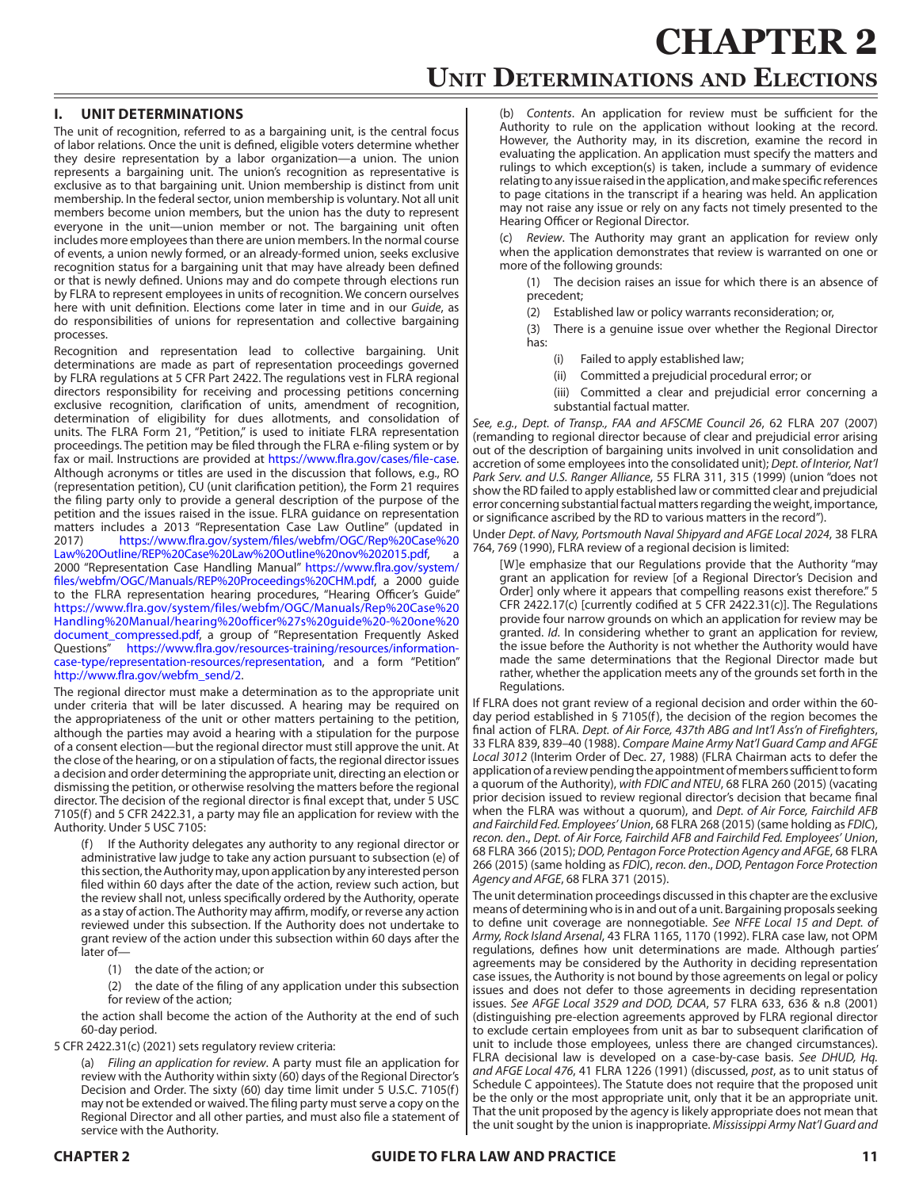# CHAPTER 2

## Unit Determinations and Elections

### I. UNIT DETERMINATIONS

The unit of recognition, referred to as a bargaining unit, is the central focus of labor relations. Once the unit is defined, eligible voters determine whether they desire representation by a labor organization—a union. The union represents a bargaining unit. The union's recognition as representative is exclusive as to that bargaining unit. Union membership is distinct from unit membership. In the federal sector, union membership is voluntary. Not all unit members become union members, but the union has the duty to represent everyone in the unit—union member or not. The bargaining unit often includes more employees than there are union members. In the normal course of events, a union newly formed, or an already-formed union, seeks exclusive recognition status for a bargaining unit that may have already been defined or that is newly defined. Unions may and do compete through elections run by FLRA to represent employees in units of recognition. We concern ourselves here with unit definition. Elections come later in time and in our *Guide*, as do responsibilities of unions for representation and collective bargaining processes.

Recognition and representation lead to collective bargaining. Unit determinations are made as part of representation proceedings governed by FLRA regulations at 5 CFR Part 2422. The regulations vest in FLRA regional directors responsibility for receiving and processing petitions concerning exclusive recognition, clarification of units, amendment of recognition, determination of eligibility for dues allotments, and consolidation of units. The FLRA Form 21, "Petition," is used to initiate FLRA representation proceedings. The petition may be filed through the FLRA e-filing system or by fax or mail. Instructions are provided at https://www.flra.gov/cases/file-case. Although acronyms or titles are used in the discussion that follows, e.g., RO (representation petition), CU (unit clarification petition), the Form 21 requires the filing party only to provide a general description of the purpose of the petition and the issues raised in the issue. FLRA guidance on representation matters includes a 2013 "Representation Case Law Outline" (updated in 2017) https://www.flra.gov/system/files/webfm/OGC/Rep%20Case%20Law%20Outline/REP%20Case%20Law%20Outline%20nov%202015.pdf, a 2000 "Representation Case Handling Manual" https://www.flra.gov/system/files/webfm/OGC/Manuals/REP%20Proceedings%20CHM.pdf, a 2000 guide to the FLRA representation hearing procedures, "Hearing Officer's Guide" https://www.flra.gov/system/files/webfm/OGC/Manuals/Rep%20Case%20Handling%20Manual/hearing%20officer%27s%20guide%20-%20one%20document_compressed.pdf, a group of "Representation Frequently Asked Questions" https://www.flra.gov/resources-training/resources/information-case-type/representation-resources/representation, and a form "Petition" http://www.flra.gov/webfm_send/2.

The regional director must make a determination as to the appropriate unit under criteria that will be later discussed. A hearing may be required on the appropriateness of the unit or other matters pertaining to the petition, although the parties may avoid a hearing with a stipulation for the purpose of a consent election—but the regional director must still approve the unit. At the close of the hearing, or on a stipulation of facts, the regional director issues a decision and order determining the appropriate unit, directing an election or dismissing the petition, or otherwise resolving the matters before the regional director. The decision of the regional director is final except that, under 5 USC 7105(f) and 5 CFR 2422.31, a party may file an application for review with the Authority. Under 5 USC 7105:

> (f) If the Authority delegates any authority to any regional director or administrative law judge to take any action pursuant to subsection (e) of this section, the Authority may, upon application by any interested person filed within 60 days after the date of the action, review such action, but the review shall not, unless specifically ordered by the Authority, operate as a stay of action. The Authority may affirm, modify, or reverse any action reviewed under this subsection. If the Authority does not undertake to grant review of the action under this subsection within 60 days after the later of—
>
> (1) the date of the action; or
>
> (2) the date of the filing of any application under this subsection for review of the action;
>
> the action shall become the action of the Authority at the end of such 60-day period.

5 CFR 2422.31(c) (2021) sets regulatory review criteria:

> (a) *Filing an application for review*. A party must file an application for review with the Authority within sixty (60) days of the Regional Director's Decision and Order. The sixty (60) day time limit under 5 U.S.C. 7105(f) may not be extended or waived. The filing party must serve a copy on the Regional Director and all other parties, and must also file a statement of service with the Authority.
>
> (b) *Contents*. An application for review must be sufficient for the Authority to rule on the application without looking at the record. However, the Authority may, in its discretion, examine the record in evaluating the application. An application must specify the matters and rulings to which exception(s) is taken, include a summary of evidence relating to any issue raised in the application, and make specific references to page citations in the transcript if a hearing was held. An application may not raise any issue or rely on any facts not timely presented to the Hearing Officer or Regional Director.
>
> (c) *Review*. The Authority may grant an application for review only when the application demonstrates that review is warranted on one or more of the following grounds:
>
> (1) The decision raises an issue for which there is an absence of precedent;
>
> (2) Established law or policy warrants reconsideration; or,
>
> (3) There is a genuine issue over whether the Regional Director has:
>
> (i) Failed to apply established law;
>
> (ii) Committed a prejudicial procedural error; or
>
> (iii) Committed a clear and prejudicial error concerning a substantial factual matter.

*See, e.g., Dept. of Transp., FAA and AFSCME Council 26*, 62 FLRA 207 (2007) (remanding to regional director because of clear and prejudicial error arising out of the description of bargaining units involved in unit consolidation and accretion of some employees into the consolidated unit); *Dept. of Interior, Nat'l Park Serv. and U.S. Ranger Alliance*, 55 FLRA 311, 315 (1999) (union "does not show the RD failed to apply established law or committed clear and prejudicial error concerning substantial factual matters regarding the weight, importance, or significance ascribed by the RD to various matters in the record").

Under *Dept. of Navy, Portsmouth Naval Shipyard and AFGE Local 2024*, 38 FLRA 764, 769 (1990), FLRA review of a regional decision is limited:

> [W]e emphasize that our Regulations provide that the Authority "may grant an application for review [of a Regional Director's Decision and Order] only where it appears that compelling reasons exist therefore." 5 CFR 2422.17(c) [currently codified at 5 CFR 2422.31(c)]. The Regulations provide four narrow grounds on which an application for review may be granted. *Id*. In considering whether to grant an application for review, the issue before the Authority is not whether the Authority would have made the same determinations that the Regional Director made but rather, whether the application meets any of the grounds set forth in the Regulations.

If FLRA does not grant review of a regional decision and order within the 60-day period established in § 7105(f), the decision of the region becomes the final action of FLRA. *Dept. of Air Force, 437th ABG and Int'l Ass'n of Firefighters*, 33 FLRA 839, 839–40 (1988). *Compare Maine Army Nat'l Guard Camp and AFGE Local 3012* (Interim Order of Dec. 27, 1988) (FLRA Chairman acts to defer the application of a review pending the appointment of members sufficient to form a quorum of the Authority), *with FDIC and NTEU*, 68 FLRA 260 (2015) (vacating prior decision issued to review regional director's decision that became final when the FLRA was without a quorum), and *Dept. of Air Force, Fairchild AFB and Fairchild Fed. Employees' Union*, 68 FLRA 268 (2015) (same holding as *FDIC*), *recon. den*., *Dept. of Air Force, Fairchild AFB and Fairchild Fed. Employees' Union*, 68 FLRA 366 (2015); *DOD, Pentagon Force Protection Agency and AFGE*, 68 FLRA 266 (2015) (same holding as *FDIC*), *recon. den*., *DOD, Pentagon Force Protection Agency and AFGE*, 68 FLRA 371 (2015).

The unit determination proceedings discussed in this chapter are the exclusive means of determining who is in and out of a unit. Bargaining proposals seeking to define unit coverage are nonnegotiable. *See NFFE Local 15 and Dept. of Army, Rock Island Arsenal*, 43 FLRA 1165, 1170 (1992). FLRA case law, not OPM regulations, defines how unit determinations are made. Although parties' agreements may be considered by the Authority in deciding representation case issues, the Authority is not bound by those agreements on legal or policy issues and does not defer to those agreements in deciding representation issues. *See AFGE Local 3529 and DOD, DCAA*, 57 FLRA 633, 636 & n.8 (2001) (distinguishing pre-election agreements approved by FLRA regional director to exclude certain employees from unit as bar to subsequent clarification of unit to include those employees, unless there are changed circumstances). FLRA decisional law is developed on a case-by-case basis. *See DHUD, Hq. and AFGE Local 476*, 41 FLRA 1226 (1991) (discussed, *post*, as to unit status of Schedule C appointees). The Statute does not require that the proposed unit be the only or the most appropriate unit, only that it be an appropriate unit. That the unit proposed by the agency is likely appropriate does not mean that the unit sought by the union is inappropriate. *Mississippi Army Nat'l Guard and*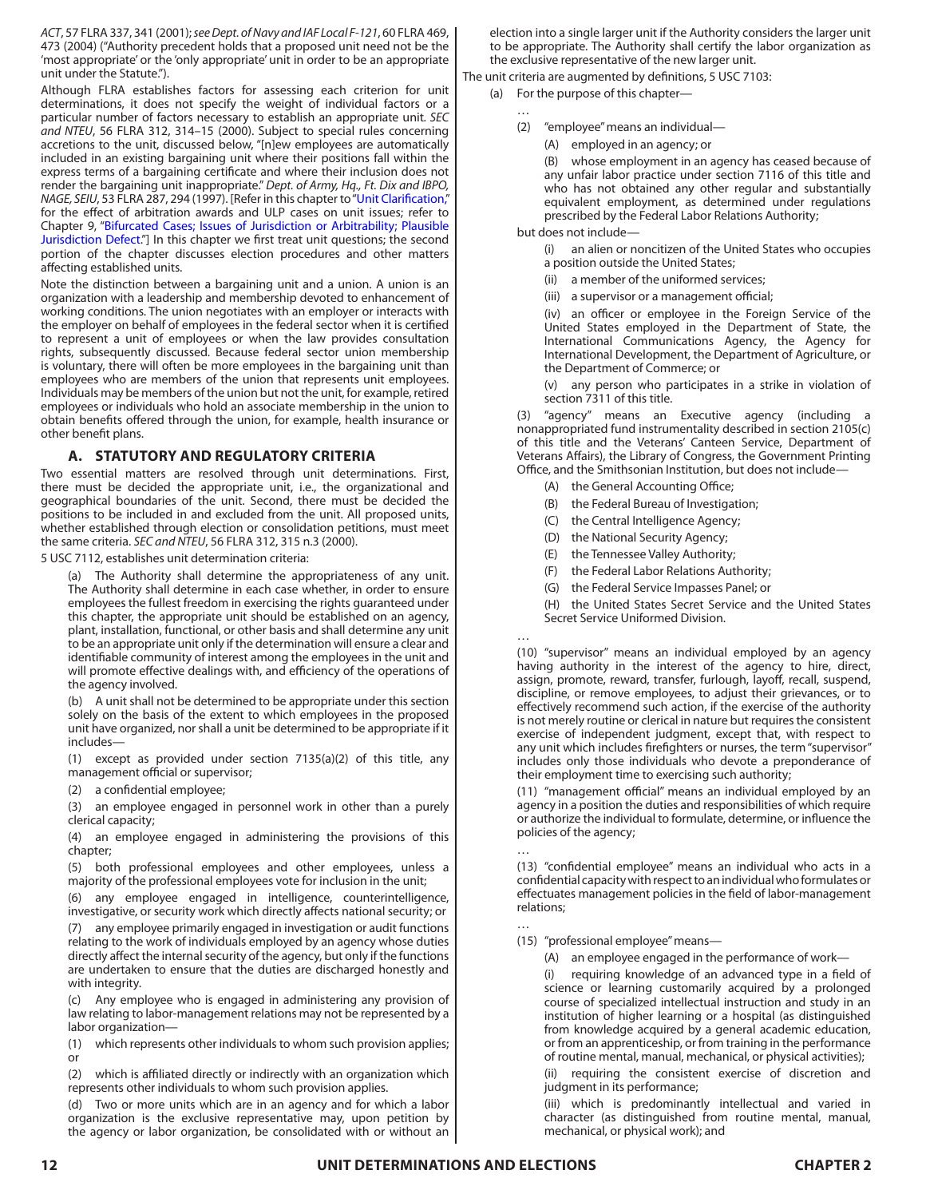*ACT*, 57 FLRA 337, 341 (2001); *see Dept. of Navy and IAF Local F-121*, 60 FLRA 469, 473 (2004) ("Authority precedent holds that a proposed unit need not be the 'most appropriate' or the 'only appropriate' unit in order to be an appropriate unit under the Statute.").

Although FLRA establishes factors for assessing each criterion for unit determinations, it does not specify the weight of individual factors or a particular number of factors necessary to establish an appropriate unit. *SEC and NTEU*, 56 FLRA 312, 314–15 (2000). Subject to special rules concerning accretions to the unit, discussed below, "[n]ew employees are automatically included in an existing bargaining unit where their positions fall within the express terms of a bargaining certificate and where their inclusion does not render the bargaining unit inappropriate." *Dept. of Army, Hq., Ft. Dix and IBPO, NAGE, SEIU*, 53 FLRA 287, 294 (1997). [Refer in this chapter to "Unit Clarification," for the effect of arbitration awards and ULP cases on unit issues; refer to Chapter 9, "Bifurcated Cases; Issues of Jurisdiction or Arbitrability; Plausible Jurisdiction Defect."] In this chapter we first treat unit questions; the second portion of the chapter discusses election procedures and other matters affecting established units.

Note the distinction between a bargaining unit and a union. A union is an organization with a leadership and membership devoted to enhancement of working conditions. The union negotiates with an employer or interacts with the employer on behalf of employees in the federal sector when it is certified to represent a unit of employees or when the law provides consultation rights, subsequently discussed. Because federal sector union membership is voluntary, there will often be more employees in the bargaining unit than employees who are members of the union that represents unit employees. Individuals may be members of the union but not the unit, for example, retired employees or individuals who hold an associate membership in the union to obtain benefits offered through the union, for example, health insurance or other benefit plans.

### A. STATUTORY AND REGULATORY CRITERIA

Two essential matters are resolved through unit determinations. First, there must be decided the appropriate unit, i.e., the organizational and geographical boundaries of the unit. Second, there must be decided the positions to be included in and excluded from the unit. All proposed units, whether established through election or consolidation petitions, must meet the same criteria. *SEC and NTEU*, 56 FLRA 312, 315 n.3 (2000).

5 USC 7112, establishes unit determination criteria:

> (a) The Authority shall determine the appropriateness of any unit. The Authority shall determine in each case whether, in order to ensure employees the fullest freedom in exercising the rights guaranteed under this chapter, the appropriate unit should be established on an agency, plant, installation, functional, or other basis and shall determine any unit to be an appropriate unit only if the determination will ensure a clear and identifiable community of interest among the employees in the unit and will promote effective dealings with, and efficiency of the operations of the agency involved.
>
> (b) A unit shall not be determined to be appropriate under this section solely on the basis of the extent to which employees in the proposed unit have organized, nor shall a unit be determined to be appropriate if it includes—
>
> (1) except as provided under section 7135(a)(2) of this title, any management official or supervisor;
>
> (2) a confidential employee;
>
> (3) an employee engaged in personnel work in other than a purely clerical capacity;
>
> (4) an employee engaged in administering the provisions of this chapter;
>
> (5) both professional employees and other employees, unless a majority of the professional employees vote for inclusion in the unit;
>
> (6) any employee engaged in intelligence, counterintelligence, investigative, or security work which directly affects national security; or
>
> (7) any employee primarily engaged in investigation or audit functions relating to the work of individuals employed by an agency whose duties directly affect the internal security of the agency, but only if the functions are undertaken to ensure that the duties are discharged honestly and with integrity.
>
> (c) Any employee who is engaged in administering any provision of law relating to labor-management relations may not be represented by a labor organization—
>
> (1) which represents other individuals to whom such provision applies; or
>
> (2) which is affiliated directly or indirectly with an organization which represents other individuals to whom such provision applies.
>
> (d) Two or more units which are in an agency and for which a labor organization is the exclusive representative may, upon petition by the agency or labor organization, be consolidated with or without an election into a single larger unit if the Authority considers the larger unit to be appropriate. The Authority shall certify the labor organization as the exclusive representative of the new larger unit.

The unit criteria are augmented by definitions, 5 USC 7103:

> (a) For the purpose of this chapter—
>
> …
>
> (2) "employee" means an individual—
>
> (A) employed in an agency; or
>
> (B) whose employment in an agency has ceased because of any unfair labor practice under section 7116 of this title and who has not obtained any other regular and substantially equivalent employment, as determined under regulations prescribed by the Federal Labor Relations Authority;
>
> but does not include—
>
> (i) an alien or noncitizen of the United States who occupies a position outside the United States;
>
> (ii) a member of the uniformed services;
>
> (iii) a supervisor or a management official;
>
> (iv) an officer or employee in the Foreign Service of the United States employed in the Department of State, the International Communications Agency, the Agency for International Development, the Department of Agriculture, or the Department of Commerce; or
>
> (v) any person who participates in a strike in violation of section 7311 of this title.
>
> (3) "agency" means an Executive agency (including a nonappropriated fund instrumentality described in section 2105(c) of this title and the Veterans' Canteen Service, Department of Veterans Affairs), the Library of Congress, the Government Printing Office, and the Smithsonian Institution, but does not include—
>
> (A) the General Accounting Office;
>
> (B) the Federal Bureau of Investigation;
>
> (C) the Central Intelligence Agency;
>
> (D) the National Security Agency;
>
> (E) the Tennessee Valley Authority;
>
> (F) the Federal Labor Relations Authority;
>
> (G) the Federal Service Impasses Panel; or
>
> (H) the United States Secret Service and the United States Secret Service Uniformed Division.
>
> …
>
> (10) "supervisor" means an individual employed by an agency having authority in the interest of the agency to hire, direct, assign, promote, reward, transfer, furlough, layoff, recall, suspend, discipline, or remove employees, to adjust their grievances, or to effectively recommend such action, if the exercise of the authority is not merely routine or clerical in nature but requires the consistent exercise of independent judgment, except that, with respect to any unit which includes firefighters or nurses, the term "supervisor" includes only those individuals who devote a preponderance of their employment time to exercising such authority;
>
> (11) "management official" means an individual employed by an agency in a position the duties and responsibilities of which require or authorize the individual to formulate, determine, or influence the policies of the agency;
>
> …
>
> (13) "confidential employee" means an individual who acts in a confidential capacity with respect to an individual who formulates or effectuates management policies in the field of labor-management relations;
>
> …
>
> (15) "professional employee" means—
>
> (A) an employee engaged in the performance of work—
>
> (i) requiring knowledge of an advanced type in a field of science or learning customarily acquired by a prolonged course of specialized intellectual instruction and study in an institution of higher learning or a hospital (as distinguished from knowledge acquired by a general academic education, or from an apprenticeship, or from training in the performance of routine mental, manual, mechanical, or physical activities);
>
> (ii) requiring the consistent exercise of discretion and judgment in its performance;
>
> (iii) which is predominantly intellectual and varied in character (as distinguished from routine mental, manual, mechanical, or physical work); and